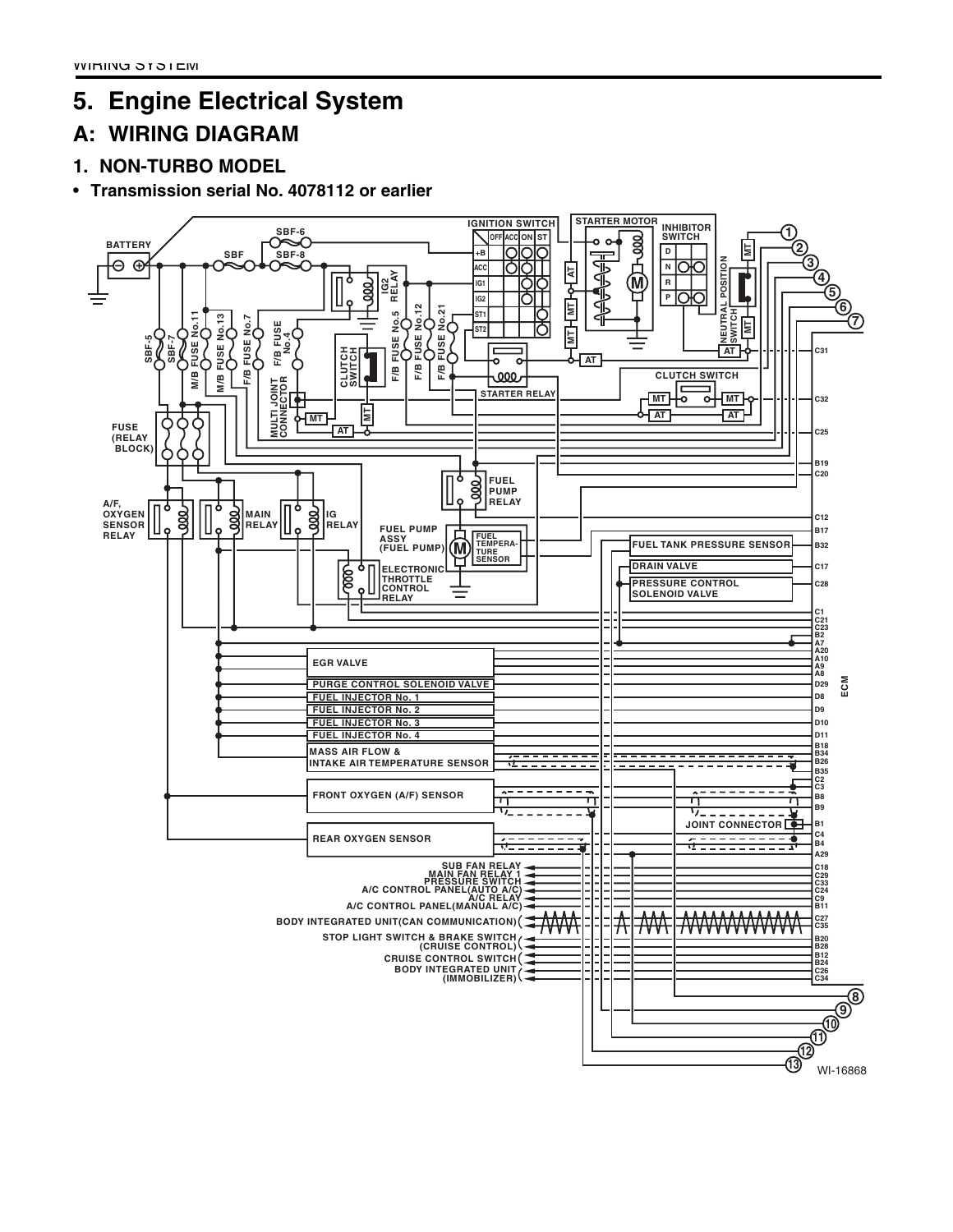# 5. Engine Electrical System

## A: WIRING DIAGRAM

### 1. NON-TURBO MODEL

- **Transmission serial No. 4078112 or earlier**

BATTERY

SBF-6

SBF

SBF-8

IGNITION SWITCH

| | OFF | ACC | ON | ST |
|---|---|---|---|---|
| +B | | | | |
| ACC | | | | |
| IG1 | | | | |
| IG2 | | | | |
| ST1 | | | | |
| ST2 | | | | |

STARTER MOTOR

INHIBITOR SWITCH

D

N

R

P

NEUTRAL POSITION SWITCH

MT

AT

IG2 RELAY

SBF-5

SBF-7

M/B FUSE No.11

M/B FUSE No.13

F/B FUSE No.7

F/B FUSE No.4

CLUTCH SWITCH

F/B FUSE No.5

F/B FUSE No.12

F/B FUSE No.21

STARTER RELAY

CLUTCH SWITCH

MULTI JOINT CONNECTOR

FUSE (RELAY BLOCK)

FUEL PUMP RELAY

A/F, OXYGEN SENSOR RELAY

MAIN RELAY

IG RELAY

FUEL PUMP ASSY (FUEL PUMP)

FUEL TEMPERATURE SENSOR

ELECTRONIC THROTTLE CONTROL RELAY

FUEL TANK PRESSURE SENSOR

DRAIN VALVE

PRESSURE CONTROL SOLENOID VALVE

EGR VALVE

PURGE CONTROL SOLENOID VALVE

FUEL INJECTOR No. 1

FUEL INJECTOR No. 2

FUEL INJECTOR No. 3

FUEL INJECTOR No. 4

MASS AIR FLOW & INTAKE AIR TEMPERATURE SENSOR

FRONT OXYGEN (A/F) SENSOR

JOINT CONNECTOR

REAR OXYGEN SENSOR

SUB FAN RELAY

MAIN FAN RELAY 1

PRESSURE SWITCH

A/C CONTROL PANEL(AUTO A/C)

A/C RELAY

A/C CONTROL PANEL(MANUAL A/C)

BODY INTEGRATED UNIT(CAN COMMUNICATION)

STOP LIGHT SWITCH & BRAKE SWITCH (CRUISE CONTROL)

CRUISE CONTROL SWITCH

BODY INTEGRATED UNIT (IMMOBILIZER)

ECM

C31, C32, C25, B19, C20, C12, B17, B32, C17, C28, C1, C21, C23, B2, A7, A20, A10, A9, A8, D29, D8, D9, D10, D11, B18, B34, B26, B35, C2, C3, B8, B9, B1, C4, B4, A29, C18, C29, C33, C24, C9, B11, C27, C35, B20, B28, B12, B24, C26, C34

1 2 3 4 5 6 7 8 9 10 11 12 13

WI-16868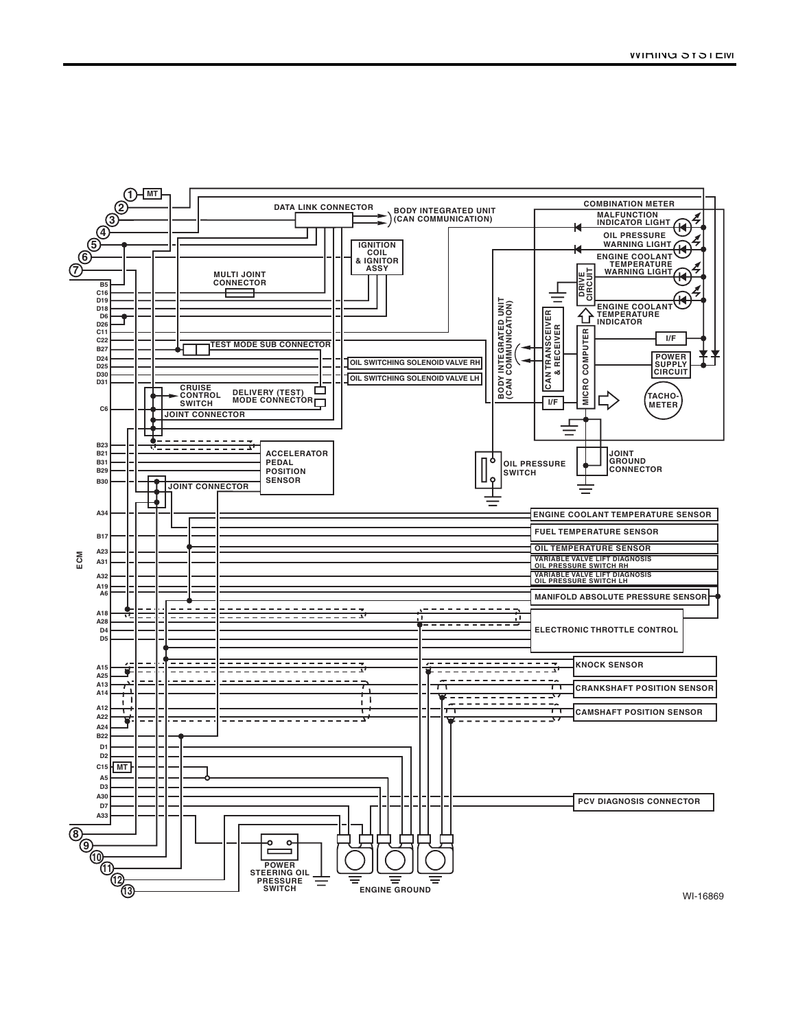COMBINATION METER

MALFUNCTION INDICATOR LIGHT

OIL PRESSURE WARNING LIGHT

ENGINE COOLANT TEMPERATURE WARNING LIGHT

ENGINE COOLANT TEMPERATURE INDICATOR

DRIVE CIRCUIT

CAN TRANSCEIVER & RECEIVER

MICRO COMPUTER

I/F

POWER SUPPLY CIRCUIT

TACHO-METER

JOINT GROUND CONNECTOR

OIL PRESSURE SWITCH

BODY INTEGRATED UNIT (CAN COMMUNICATION)

DATA LINK CONNECTOR

IGNITION COIL & IGNITOR ASSY

MULTI JOINT CONNECTOR

TEST MODE SUB CONNECTOR

OIL SWITCHING SOLENOID VALVE RH

OIL SWITCHING SOLENOID VALVE LH

CRUISE CONTROL SWITCH

DELIVERY (TEST) MODE CONNECTOR

JOINT CONNECTOR

ACCELERATOR PEDAL POSITION SENSOR

ECM

MT

B5, C16, D19, D18, D6, D26, C11, C22, B27, D24, D25, D30, D31, C6, B23, B21, B31, B29, B30, A34, B17, A23, A31, A32, A19, A6, A18, A28, D4, D5, A15, A25, A13, A14, A12, A22, A24, B22, D1, D2, C15, A5, D3, A30, D7, A33

ENGINE COOLANT TEMPERATURE SENSOR

FUEL TEMPERATURE SENSOR

OIL TEMPERATURE SENSOR

VARIABLE VALVE LIFT DIAGNOSIS OIL PRESSURE SWITCH RH

VARIABLE VALVE LIFT DIAGNOSIS OIL PRESSURE SWITCH LH

MANIFOLD ABSOLUTE PRESSURE SENSOR

ELECTRONIC THROTTLE CONTROL

KNOCK SENSOR

CRANKSHAFT POSITION SENSOR

CAMSHAFT POSITION SENSOR

PCV DIAGNOSIS CONNECTOR

POWER STEERING OIL PRESSURE SWITCH

ENGINE GROUND

1, 2, 3, 4, 5, 6, 7, 8, 9, 10, 11, 12, 13

WI-16869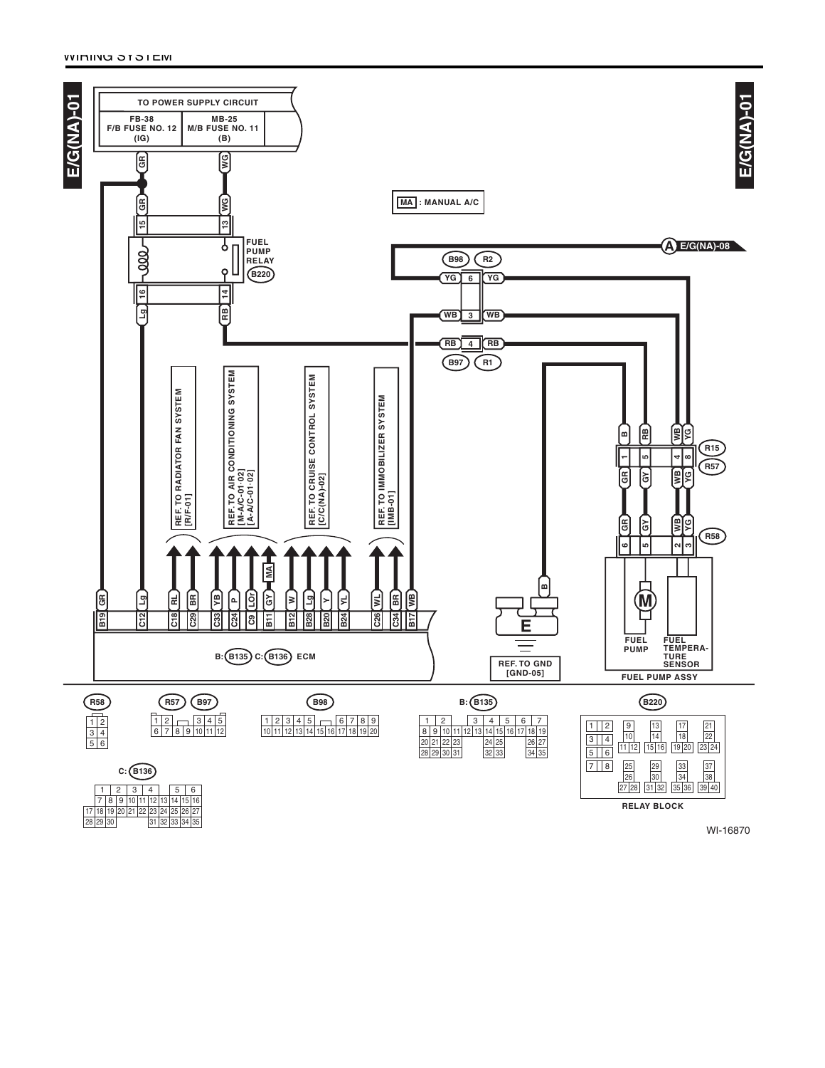E/G(NA)-01

TO POWER SUPPLY CIRCUIT

| FB-38 F/B FUSE NO. 12 (IG) | MB-25 M/B FUSE NO. 11 (B) |
|---|---|

FUEL PUMP RELAY (B220)

MA : MANUAL A/C

A E/G(NA)-08

B98 R2

B97 R1

R15 R57

R58

REF. TO RADIATOR FAN SYSTEM [R/F-01]

REF. TO AIR CONDITIONING SYSTEM [M-A/C-01-02] [A-A/C-01-02]

REF. TO CRUISE CONTROL SYSTEM [C/C(NA)-02]

REF. TO IMMOBILIZER SYSTEM [IMB-01]

B: (B135) C: (B136) ECM

| B19 | C12 | C18 | C29 | C33 | C24 | C9 | B11 | B12 | B28 | B20 | B24 | C26 | C34 | B17 |
|---|---|---|---|---|---|---|---|---|---|---|---|---|---|---|
| GR | Lg | RL | BR | YB | P | LOr | GY | W | Lg | Y | YL | WL | BR | WB |

E

REF. TO GND [GND-05]

FUEL PUMP

FUEL TEMPERATURE SENSOR

FUEL PUMP ASSY

RELAY BLOCK

WI-16870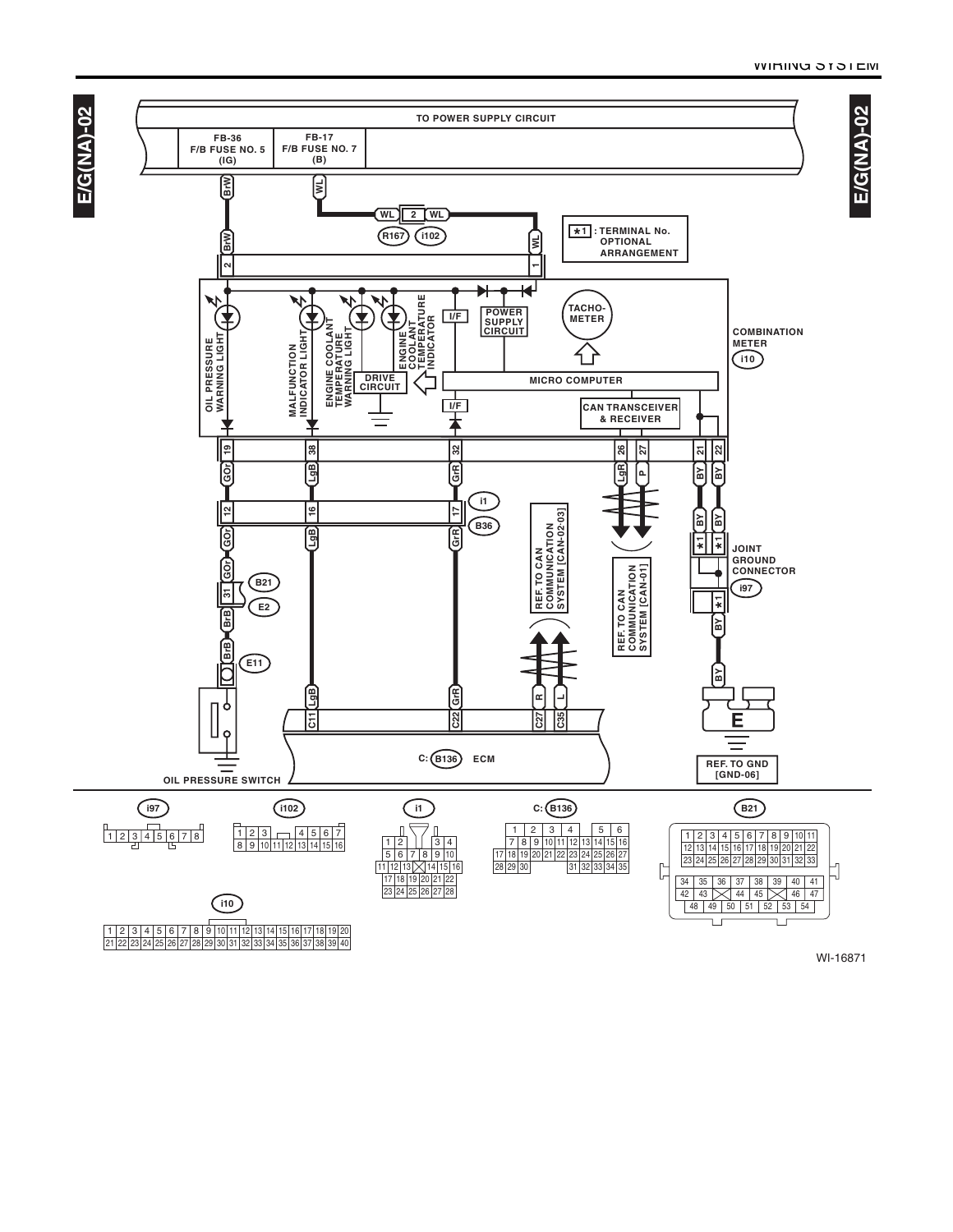E/G(NA)-02

TO POWER SUPPLY CIRCUIT

FB-36 F/B FUSE NO. 5 (IG)

FB-17 F/B FUSE NO. 7 (B)

BrW

WL

WL 2 WL

R167 i102

*1 : TERMINAL No. OPTIONAL ARRANGEMENT

OIL PRESSURE WARNING LIGHT

MALFUNCTION INDICATOR LIGHT

ENGINE COOLANT TEMPERATURE WARNING LIGHT

ENGINE COOLANT TEMPERATURE INDICATOR

I/F

POWER SUPPLY CIRCUIT

TACHO-METER

COMBINATION METER

i10

DRIVE CIRCUIT

MICRO COMPUTER

I/F

CAN TRANSCEIVER & RECEIVER

19 38 32 26 27 21 22

GOr LgB GrR LgR P BY BY

12 16 17

i1

B36

REF. TO CAN COMMUNICATION SYSTEM [CAN-02-03]

REF. TO CAN COMMUNICATION SYSTEM [CAN-01]

JOINT GROUND CONNECTOR

i97

B21

E2

E11

OIL PRESSURE SWITCH

C11 C22 C27 C35

C: B136 ECM

E

REF. TO GND [GND-06]

i97

| 1 | 2 | 3 | 4 | 5 | 6 | 7 | 8 |
|---|---|---|---|---|---|---|---|

i102

| 1 | 2 | 3 | | 4 | 5 | 6 | 7 |
|---|---|---|---|---|---|---|---|
| 8 | 9 | 10 | 11 | 12 | 13 | 14 | 15 | 16 |

i1

| 1 | 2 | | 3 | 4 |
|---|---|---|---|---|
| 5 | 6 | 7 | 8 | 9 | 10 |
| 11 | 12 | 13 | | 14 | 15 | 16 |
| 17 | 18 | 19 | 20 | 21 | 22 |
| 23 | 24 | 25 | 26 | 27 | 28 |

C: B136

| 1 | 2 | 3 | 4 | | 5 | 6 |
|---|---|---|---|---|---|---|
| 7 | 8 | 9 | 10 | 11 | 12 | 13 | 14 | 15 | 16 |
| 17 | 18 | 19 | 20 | 21 | 22 | 23 | 24 | 25 | 26 | 27 |
| 28 | 29 | 30 | | 31 | 32 | 33 | 34 | 35 |

B21

| 1 | 2 | 3 | 4 | 5 | 6 | 7 | 8 | 9 | 10 | 11 |
|---|---|---|---|---|---|---|---|---|---|---|
| 12 | 13 | 14 | 15 | 16 | 17 | 18 | 19 | 20 | 21 | 22 |
| 23 | 24 | 25 | 26 | 27 | 28 | 29 | 30 | 31 | 32 | 33 |
| 34 | 35 | 36 | 37 | 38 | 39 | 40 | 41 |
| 42 | 43 | | 44 | 45 | | 46 | 47 |
| 48 | 49 | 50 | 51 | 52 | 53 | 54 |

i10

| 1 | 2 | 3 | 4 | 5 | 6 | 7 | 8 | 9 | 10 | 11 | 12 | 13 | 14 | 15 | 16 | 17 | 18 | 19 | 20 |
|---|---|---|---|---|---|---|---|---|---|---|---|---|---|---|---|---|---|---|---|
| 21 | 22 | 23 | 24 | 25 | 26 | 27 | 28 | 29 | 30 | 31 | 32 | 33 | 34 | 35 | 36 | 37 | 38 | 39 | 40 |

WI-16871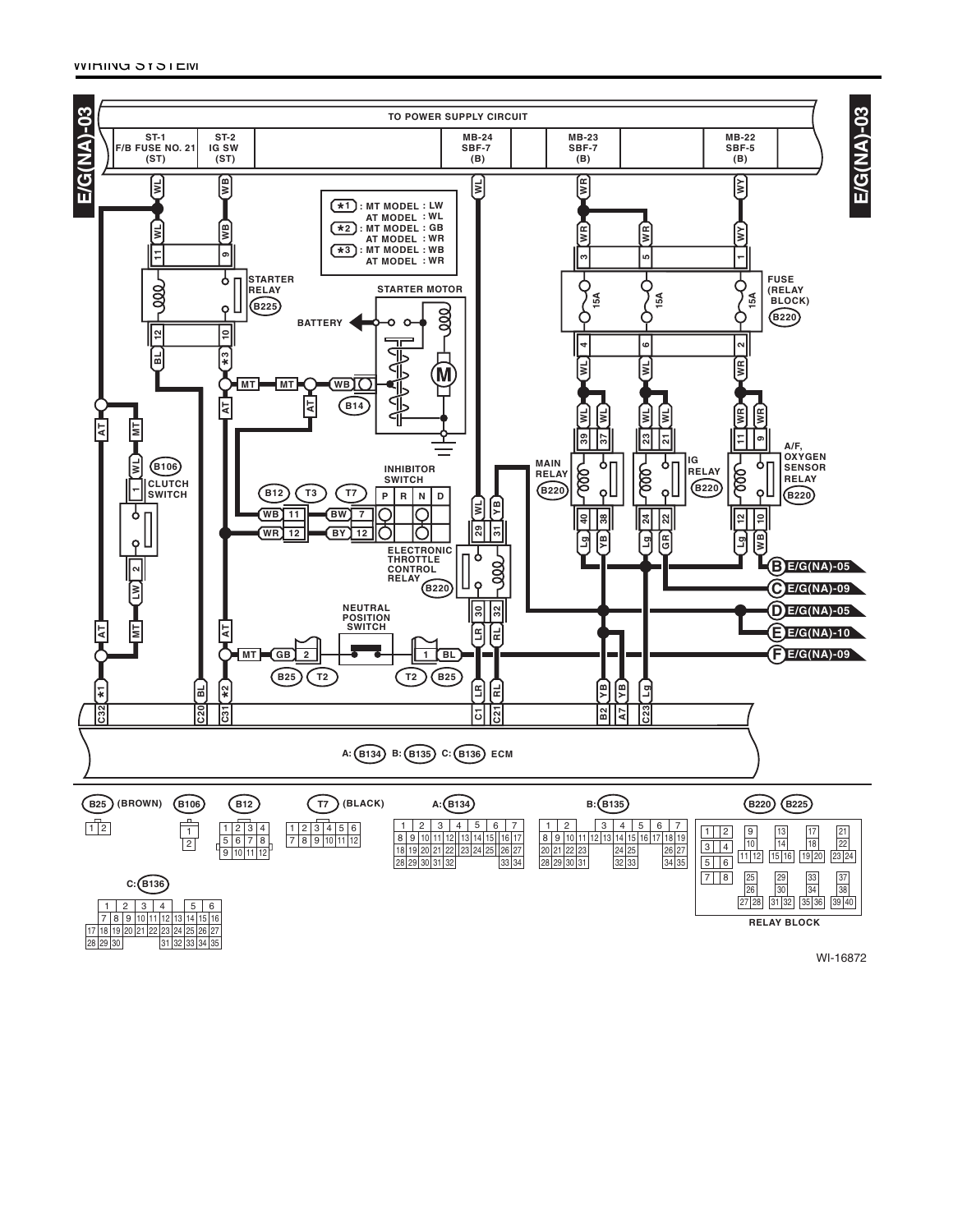E/G(NA)-03

TO POWER SUPPLY CIRCUIT

| ST-1 F/B FUSE NO. 21 (ST) | ST-2 IG SW (ST) | MB-24 SBF-7 (B) | MB-23 SBF-7 (B) | MB-22 SBF-5 (B) |
|---|---|---|---|---|

*1 : MT MODEL : LW
AT MODEL : WL
*2 : MT MODEL : GB
AT MODEL : WR
*3 : MT MODEL : WB
AT MODEL : WR

STARTER RELAY (B225)

STARTER MOTOR

BATTERY

FUSE (RELAY BLOCK) (B220)

B14

B106 CLUTCH SWITCH

INHIBITOR SWITCH

| P | R | N | D |
|---|---|---|---|

B12 T3 T7

MAIN RELAY (B220)

IG RELAY (B220)

A/F, OXYGEN SENSOR RELAY (B220)

ELECTRONIC THROTTLE CONTROL RELAY (B220)

NEUTRAL POSITION SWITCH

B25 T2 T2 B25

B E/G(NA)-05
C E/G(NA)-09
D E/G(NA)-05
E E/G(NA)-10
F E/G(NA)-09

A: (B134) B: (B135) C: (B136) ECM

B25 (BROWN)

| 1 | 2 |
|---|---|

B106

| 1 |
|---|
| 2 |

B12

| 1 | 2 | 3 | 4 |
|---|---|---|---|
| 5 | 6 | 7 | 8 |
| 9 | 10 | 11 | 12 |

T7 (BLACK)

| 1 | 2 | 3 | 4 | 5 | 6 |
|---|---|---|---|---|---|
| 7 | 8 | 9 | 10 | 11 | 12 |

A: (B134)

| 1 | 2 | 3 | 4 | 5 | 6 | 7 |
|---|---|---|---|---|---|---|
| 8 9 | 10 11 | 12 | 13 14 | 15 | 16 | 17 |
| 18 19 | 20 21 | 22 | 23 24 | 25 | 26 | 27 |
| 28 29 | 30 31 | 32 | | | 33 | 34 |

B: (B135)

| 1 | 2 | 3 | 4 | 5 | 6 | 7 |
|---|---|---|---|---|---|---|
| 8 9 | 10 11 12 | 13 | 14 15 | 16 | 17 | 18 19 |
| 20 21 | 22 23 | | 24 25 | | 26 | 27 |
| 28 29 | 30 31 | | 32 33 | | 34 | 35 |

C: (B136)

| | 1 | 2 | 3 | 4 | | 5 | 6 |
|---|---|---|---|---|---|---|---|
| | 7 8 | 9 | 10 11 | 12 | 13 14 | 15 | 16 |
| 17 18 | 19 20 | 21 | 22 23 | 24 | 25 | 26 | 27 |
| 28 29 30 | | | | 31 | 32 33 | 34 | 35 |

(B220) (B225)

| 1 2 | 9 | 13 | 17 | 21 |
|---|---|---|---|---|
| 3 4 | 10 | 14 | 18 | 22 |
| 5 6 | 11 12 | 15 16 | 19 20 | 23 24 |
| 7 8 | 25 | 29 | 33 | 37 |
| | 26 | 30 | 34 | 38 |
| | 27 28 | 31 32 | 35 36 | 39 40 |

RELAY BLOCK

WI-16872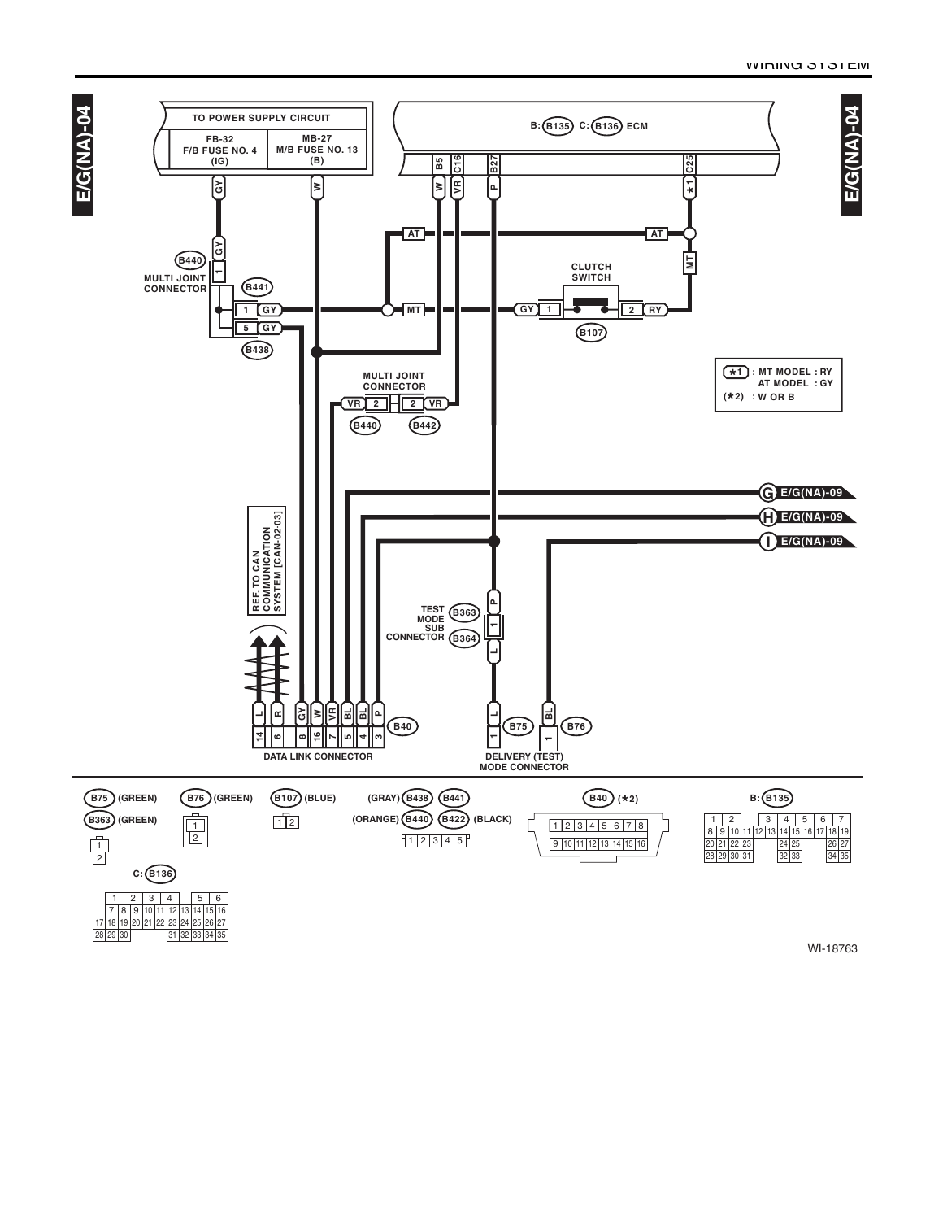E/G(NA)-04

TO POWER SUPPLY CIRCUIT

| FB-32 F/B FUSE NO. 4 (IG) | MB-27 M/B FUSE NO. 13 (B) |
|---|---|

B: B135 C: B136 ECM

B5 W, C16 VR, B27 P, C25 ✱1

AT, AT, MT

CLUTCH SWITCH B107: GY 1, 2 RY

B440 MULTI JOINT CONNECTOR: GY 1

B441: 1 GY

B438: 5 GY

MULTI JOINT CONNECTOR B440 VR 2, B442 2 VR

| ✱1 | : MT MODEL : RY |
|---|---|
| | AT MODEL : GY |
| (✱2) | : W OR B |

G E/G(NA)-09

H E/G(NA)-09

I E/G(NA)-09

REF. TO CAN COMMUNICATION SYSTEM [CAN-02-03]

TEST MODE SUB CONNECTOR B363 P 1, B364 L

DATA LINK CONNECTOR B40: L 14, R 6, GY 8, W 16, VR 7, BL 5, BL 4, P 3

DELIVERY (TEST) MODE CONNECTOR: B75 L 1, B76 BL 1

B75 (GREEN), B363 (GREEN): 1, 2

B76 (GREEN): 1, 2

B107 (BLUE): 1, 2

(GRAY) B438, B441, (ORANGE) B440, B422 (BLACK): 1 2 3 4 5

B40 (✱2):

| 1 | 2 | 3 | 4 | 5 | 6 | 7 | 8 |
|---|---|---|---|---|---|---|---|
| 9 | 10 | 11 | 12 | 13 | 14 | 15 | 16 |

B: B135

| 1 | 2 | | 3 | 4 | 5 | 6 | 7 |
|---|---|---|---|---|---|---|---|
| 8 | 9 | 10 | 11 12 13 | 14 | 15 | 16 17 | 18 19 |
| 20 | 21 | 22 23 | | 24 | 25 | | 26 27 |
| 28 | 29 | 30 31 | | 32 | 33 | | 34 35 |

C: B136

| 1 | 2 | 3 | 4 | | 5 | 6 |
|---|---|---|---|---|---|---|
| 7 | 8 | 9 | 10 11 12 | 13 | 14 15 | 16 |
| 17 18 | 19 20 | 21 22 | 23 24 | 25 | 26 | 27 |
| 28 29 | 30 | | | 31 32 | 33 34 | 35 |

WI-18763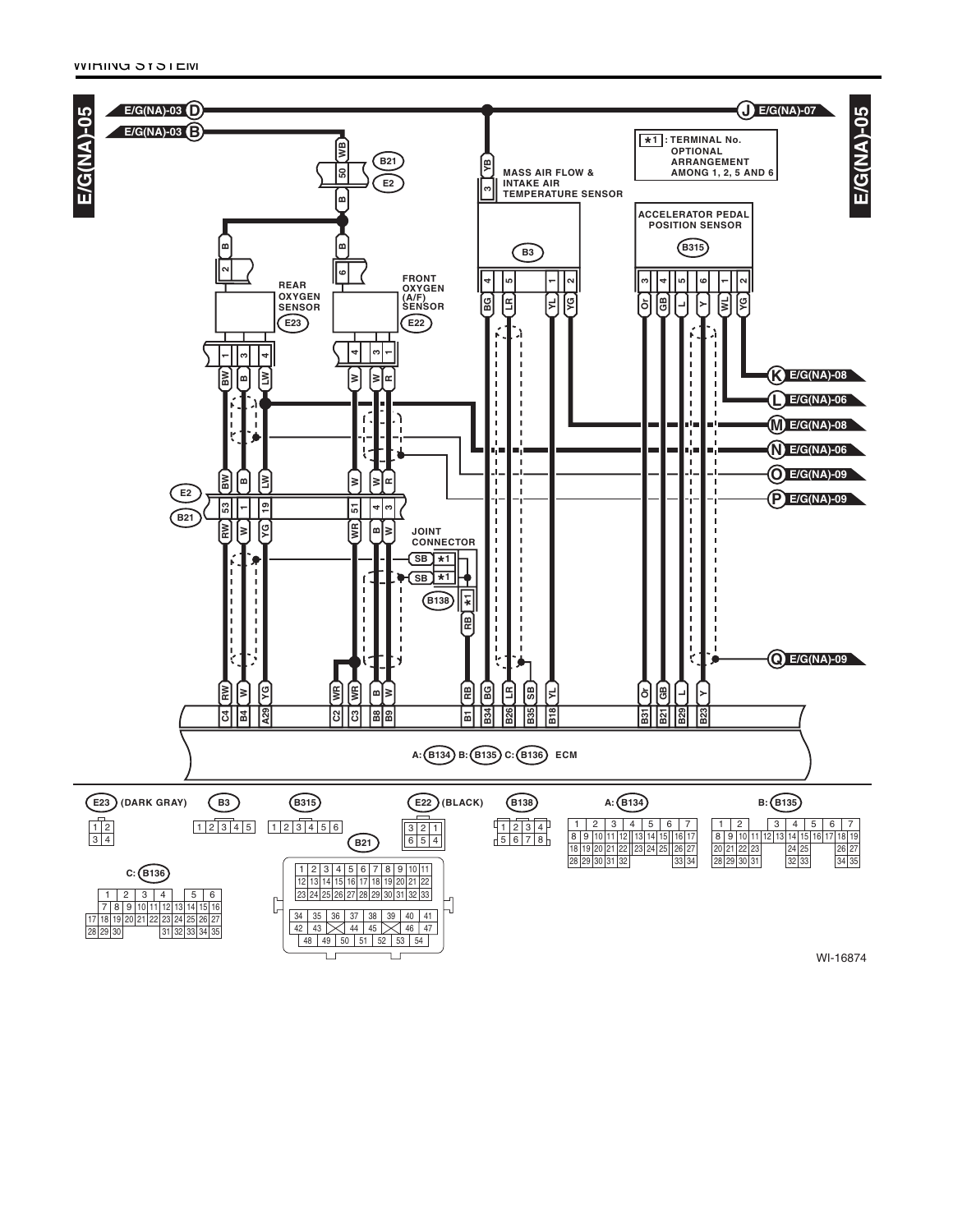WIRING SYSTEM

E/G(NA)-05

E/G(NA)-03 D

E/G(NA)-03 B

J E/G(NA)-07

★1 : TERMINAL No. OPTIONAL ARRANGEMENT AMONG 1, 2, 5 AND 6

B21

E2

MASS AIR FLOW & INTAKE AIR TEMPERATURE SENSOR

B3

ACCELERATOR PEDAL POSITION SENSOR

B315

REAR OXYGEN SENSOR

E23

FRONT OXYGEN (A/F) SENSOR

E22

K E/G(NA)-08

L E/G(NA)-06

M E/G(NA)-08

N E/G(NA)-06

O E/G(NA)-09

P E/G(NA)-09

JOINT CONNECTOR

B138

Q E/G(NA)-09

A: B134 B: B135 C: B136 ECM

E23 (DARK GRAY)

| 1 | 2 |
|---|---|
| 3 | 4 |

B3

| 1 | 2 | 3 | 4 | 5 |
|---|---|---|---|---|

B315

| 1 | 2 | 3 | 4 | 5 | 6 |
|---|---|---|---|---|---|

E22 (BLACK)

| 3 | 2 | 1 |
|---|---|---|
| 6 | 5 | 4 |

B138

| 1 | 2 | 3 | 4 |
|---|---|---|---|
| 5 | 6 | 7 | 8 |

A: B134

| 1 | 2 | 3 | 4 | 5 | 6 | 7 |
|---|---|---|---|---|---|---|
| 8 9 | 10 11 | 12 | 13 14 | 15 | 16 | 17 |
| 18 19 | 20 21 | 22 | 23 24 | 25 | 26 | 27 |
| 28 29 | 30 31 | 32 | | | 33 | 34 |

B: B135

| 1 | 2 | | 3 | 4 | 5 | 6 | 7 |
|---|---|---|---|---|---|---|---|
| 8 | 9 | 10 11 | 12 13 | 14 | 15 | 16 17 | 18 19 |
| 20 | 21 | 22 23 | | 24 | 25 | | 26 27 |
| 28 | 29 | 30 31 | | 32 | 33 | | 34 35 |

B21

| 1 | 2 | 3 | 4 | 5 | 6 | 7 | 8 | 9 | 10 | 11 |
|---|---|---|---|---|---|---|---|---|---|---|
| 12 | 13 | 14 | 15 | 16 | 17 | 18 | 19 | 20 | 21 | 22 |
| 23 | 24 | 25 | 26 | 27 | 28 | 29 | 30 | 31 | 32 | 33 |

| 34 | 35 | 36 | 37 | 38 | 39 | 40 | 41 |
|---|---|---|---|---|---|---|---|
| 42 | 43 | | 44 | 45 | | 46 | 47 |
| 48 | 49 | 50 | 51 | 52 | 53 | 54 | |

C: B136

| 1 | 2 | 3 | 4 | 5 | 6 |
|---|---|---|---|---|---|
| 7 8 | 9 10 | 11 12 | 13 | 14 15 | 16 |
| 17 18 19 | 20 21 | 22 23 | 24 | 25 26 | 27 |
| 28 29 30 | | 31 | 32 | 33 34 | 35 |

WI-16874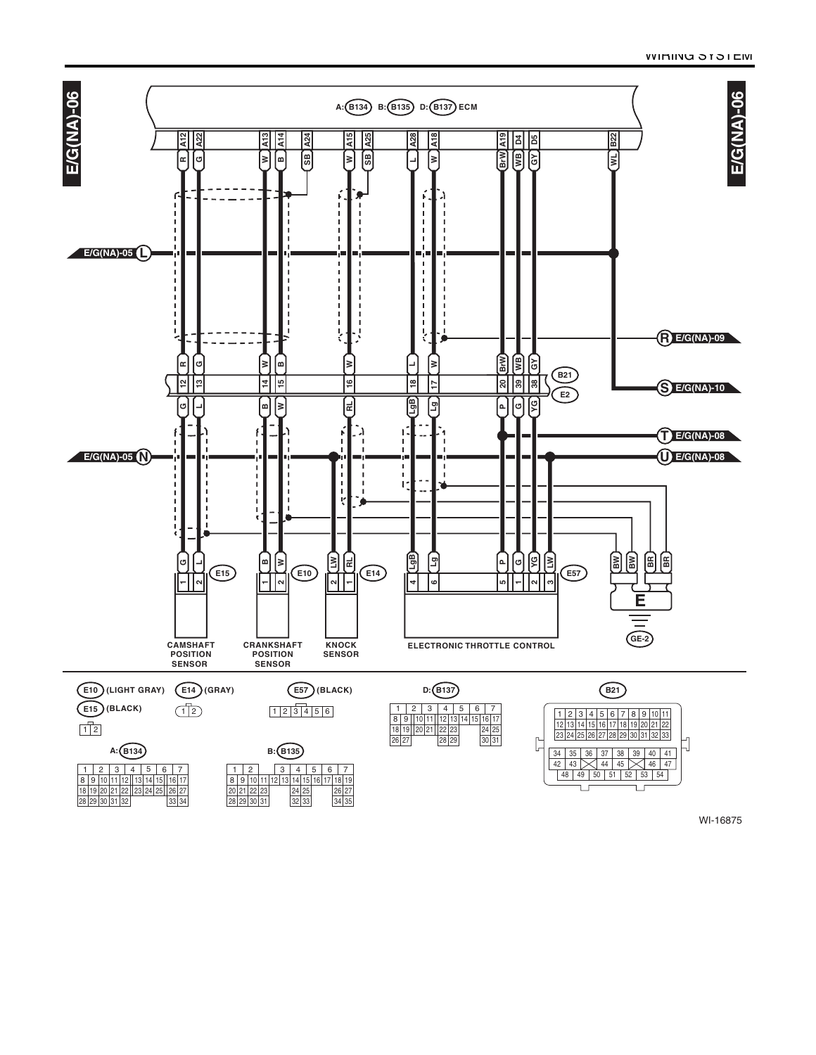E/G(NA)-06

A: B134 B: B135 D: B137 ECM

| ECM terminal | A12 | A22 | A13 | A14 | A24 | A15 | A25 | A28 | A18 | A19 | D4 | D5 | B22 |
|---|---|---|---|---|---|---|---|---|---|---|---|---|---|
| Wire color | R | G | W | B | SB | W | SB | L | W | BrW | WB | GY | WL |

| B21 / E2 terminal | 12 | 13 | 14 | 15 | 16 | 18 | 17 | 20 | 39 | 38 |
|---|---|---|---|---|---|---|---|---|---|---|
| B21 side wire | R | G | W | B | W | L | W | BrW | WB | GY |
| E2 side wire | G | L | B | W | RL | LgB | Lg | P | G | YG |

E/G(NA)-05 L

E/G(NA)-05 N

R E/G(NA)-09

S E/G(NA)-10

T E/G(NA)-08

U E/G(NA)-08

| Component | Connector | Terminal : Wire |
|---|---|---|
| CAMSHAFT POSITION SENSOR | E15 | 1: G, 2: L |
| CRANKSHAFT POSITION SENSOR | E10 | 1: B, 2: W |
| KNOCK SENSOR | E14 | 2: LW, 1: RL |
| ELECTRONIC THROTTLE CONTROL | E57 | 4: LgB, 6: Lg, 5: P, 1: G, 2: YG, 3: LW |

E: BW, BW, BR, BR

GE-2

E10 (LIGHT GRAY)

E15 (BLACK)

| 1 | 2 |
|---|---|

E14 (GRAY)

| 1 | 2 |
|---|---|

E57 (BLACK)

| 1 | 2 | 3 | 4 | 5 | 6 |
|---|---|---|---|---|---|

D: B137

| 1 | 2 | 3 | 4 | 5 | 6 | 7 |
|---|---|---|---|---|---|---|
| 8 9 | 10 11 | 12 13 | 14 15 | 16 17 | | |
| 18 19 | 20 21 | 22 23 | | 24 25 | | |
| 26 27 | | 28 29 | | 30 31 | | |

B21

| 1 | 2 | 3 | 4 | 5 | 6 | 7 | 8 | 9 | 10 | 11 |
|---|---|---|---|---|---|---|---|---|---|---|
| 12 | 13 | 14 | 15 | 16 | 17 | 18 | 19 | 20 | 21 | 22 |
| 23 | 24 | 25 | 26 | 27 | 28 | 29 | 30 | 31 | 32 | 33 |

| 34 | 35 | 36 | 37 | 38 | 39 | 40 | 41 |
|---|---|---|---|---|---|---|---|
| 42 | 43 | X | 44 | 45 | X | 46 | 47 |
| 48 | 49 | 50 | 51 | 52 | 53 | 54 | |

A: B134

| 1 | 2 | 3 | 4 | 5 | 6 | 7 |
|---|---|---|---|---|---|---|
| 8 9 | 10 11 | 12 | 13 14 | 15 | 16 | 17 |
| 18 19 | 20 21 | 22 | 23 24 | 25 | 26 | 27 |
| 28 29 | 30 31 | 32 | | | 33 | 34 |

B: B135

| 1 | 2 | | 3 | 4 | 5 | 6 | 7 |
|---|---|---|---|---|---|---|---|
| 8 9 | 10 11 | 12 13 | 14 15 | 16 17 | 18 19 | | |
| 20 21 | 22 23 | | 24 25 | | 26 27 | | |
| 28 29 | 30 31 | | 32 33 | | 34 35 | | |

WI-16875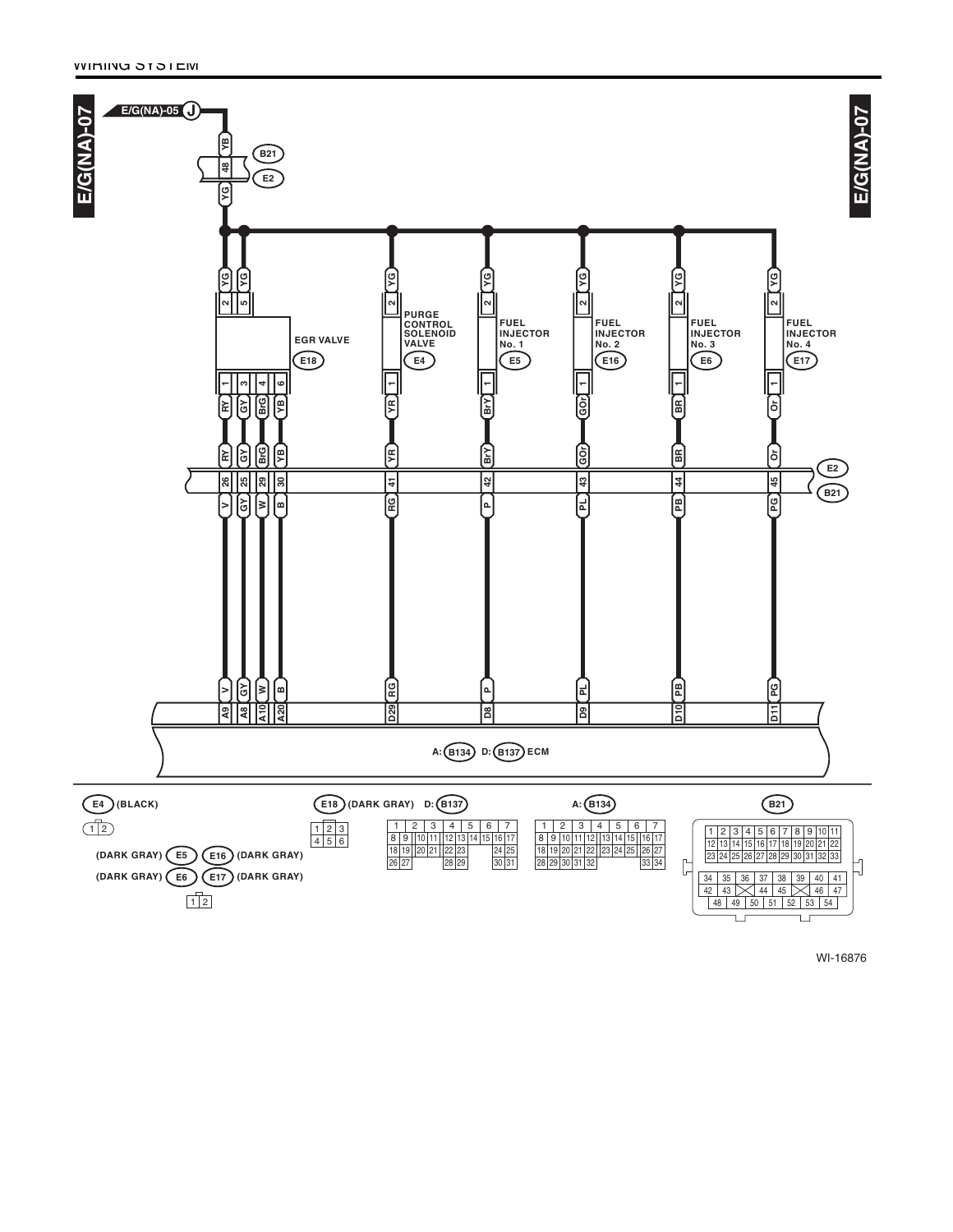WIRING SYSTEM

E/G(NA)-07

E/G(NA)-05 J

YB | B21 | 48 | E2 | YG

| Component | Connector | Pin | Wire (component side) | E2/B21 Pin | Wire (ECM side) | ECM Terminal |
|---|---|---|---|---|---|---|
| EGR VALVE | E18 | 2 | YG | | | |
| EGR VALVE | E18 | 5 | YG | | | |
| EGR VALVE | E18 | 1 | RY | 26 | V | A9 |
| EGR VALVE | E18 | 3 | GY | 25 | GY | A8 |
| EGR VALVE | E18 | 4 | BrG | 29 | W | A10 |
| EGR VALVE | E18 | 6 | YB | 30 | B | A20 |
| PURGE CONTROL SOLENOID VALVE | E4 | 2 | YG | | | |
| PURGE CONTROL SOLENOID VALVE | E4 | 1 | YR | 41 | RG | D29 |
| FUEL INJECTOR No. 1 | E5 | 2 | YG | | | |
| FUEL INJECTOR No. 1 | E5 | 1 | BrY | 42 | P | D8 |
| FUEL INJECTOR No. 2 | E16 | 2 | YG | | | |
| FUEL INJECTOR No. 2 | E16 | 1 | GOr | 43 | PL | D9 |
| FUEL INJECTOR No. 3 | E6 | 2 | YG | | | |
| FUEL INJECTOR No. 3 | E6 | 1 | BR | 44 | PB | D10 |
| FUEL INJECTOR No. 4 | E17 | 2 | YG | | | |
| FUEL INJECTOR No. 4 | E17 | 1 | Or | 45 | PG | D11 |

A: B134 D: B137 ECM

E4 (BLACK)

| 1 | 2 |
|---|---|

(DARK GRAY) E5 / E16 (DARK GRAY)
(DARK GRAY) E6 / E17 (DARK GRAY)

| 1 | 2 |
|---|---|

E18 (DARK GRAY)

| 1 | 2 | 3 |
|---|---|---|
| 4 | 5 | 6 |

D: B137

| 1 | 2 | 3 | 4 | 5 | 6 | 7 |
|---|---|---|---|---|---|---|
| 8 9 | 10 11 | 12 13 | 14 15 | 16 17 | | |
| 18 19 | 20 21 | 22 23 | | 24 25 | | |
| 26 27 | | 28 29 | | 30 31 | | |

A: B134

| 1 | 2 | 3 | 4 | 5 | 6 | 7 |
|---|---|---|---|---|---|---|
| 8 9 | 10 11 | 12 | 13 14 15 | 16 17 | | |
| 18 19 | 20 21 22 | 23 24 25 | 26 27 | | | |
| 28 29 | 30 31 32 | | 33 34 | | | |

B21

| 1 | 2 | 3 | 4 | 5 | 6 | 7 | 8 | 9 | 10 | 11 |
|---|---|---|---|---|---|---|---|---|---|---|
| 12 | 13 | 14 | 15 | 16 | 17 | 18 | 19 | 20 | 21 | 22 |
| 23 | 24 | 25 | 26 | 27 | 28 | 29 | 30 | 31 | 32 | 33 |

| 34 | 35 | 36 | 37 | 38 | 39 | 40 | 41 |
|---|---|---|---|---|---|---|---|
| 42 | 43 | | 44 | 45 | | 46 | 47 |
| 48 | 49 | 50 | 51 | 52 | 53 | 54 | |

WI-16876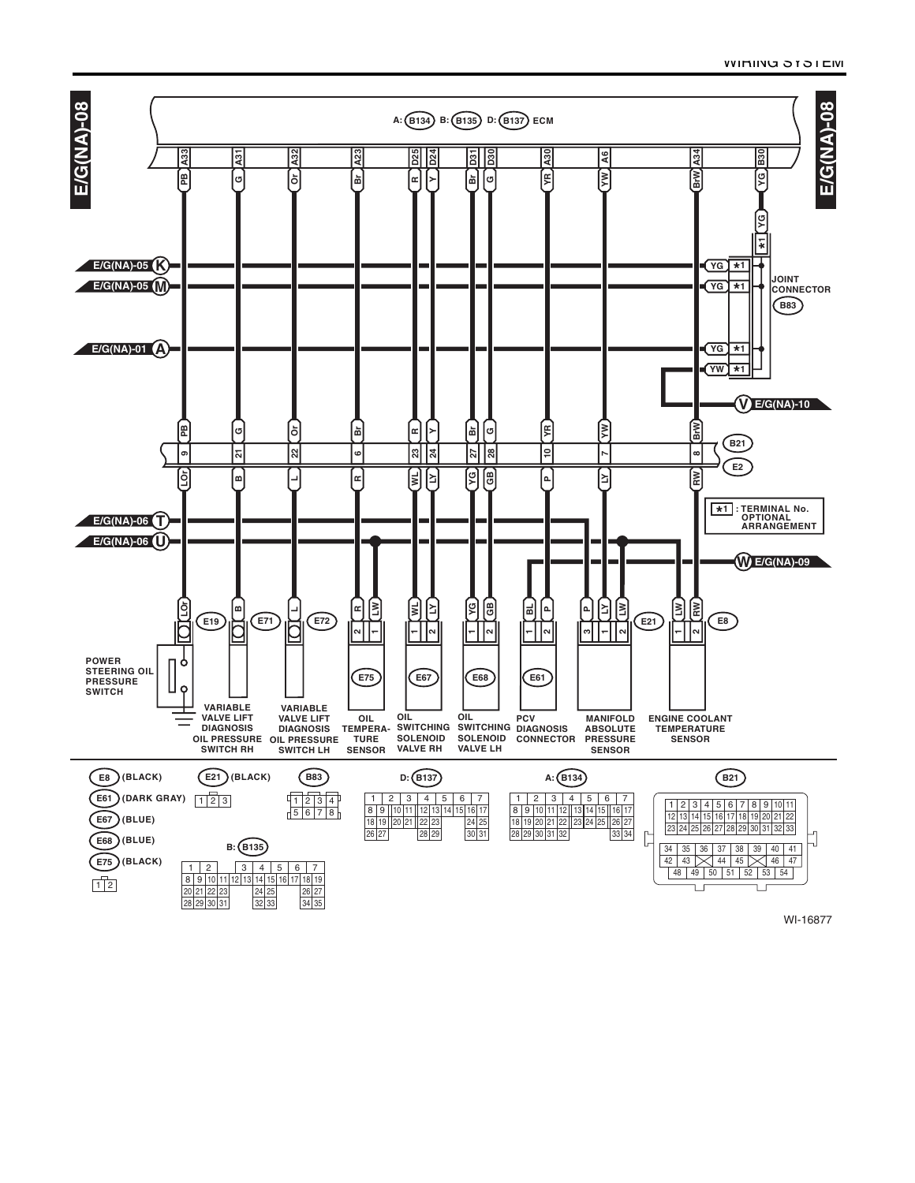# E/G(NA)-08

A: B134 B: B135 D: B137 ECM

| ECM terminal | Wire color | Joint connector B21/E2 terminal | Wire color (engine side) | Component connector terminal | Component |
|---|---|---|---|---|---|
| A33 | PB | 9 | LOr | — | E19 POWER STEERING OIL PRESSURE SWITCH |
| A31 | G | 21 | B | — | E71 VARIABLE VALVE LIFT DIAGNOSIS OIL PRESSURE SWITCH RH |
| A32 | Or | 22 | L | — | E72 VARIABLE VALVE LIFT DIAGNOSIS OIL PRESSURE SWITCH LH |
| A23 | Br | 6 | R | 2 | E75 OIL TEMPERATURE SENSOR |
| D25 | R | 23 | WL | 1 | E67 OIL SWITCHING SOLENOID VALVE RH |
| D24 | Y | 24 | LY | 2 | E67 OIL SWITCHING SOLENOID VALVE RH |
| D31 | Br | 27 | YG | 1 | E68 OIL SWITCHING SOLENOID VALVE LH |
| D30 | G | 28 | GB | 2 | E68 OIL SWITCHING SOLENOID VALVE LH |
| A30 | YR | 10 | P | 2 | E61 PCV DIAGNOSIS CONNECTOR |
| A6 | YW | 7 | LY | 1 | E21 MANIFOLD ABSOLUTE PRESSURE SENSOR |
| A34 | BrW | 8 | RW | 2 | E8 ENGINE COOLANT TEMPERATURE SENSOR |
| B30 | YG | — | — | — | JOINT CONNECTOR B83 |

Other connections:

- E75 terminal 1 (LW), E21 terminal 2 (LW), E8 terminal 1 (LW): E/G(NA)-06 U
- E21 terminal 3 (P): E/G(NA)-06 T
- E61 terminal 1 (BL): E/G(NA)-09 W
- JOINT CONNECTOR B83: YG ★1 to E/G(NA)-05 K; YG ★1 to E/G(NA)-05 M; YG ★1 to E/G(NA)-01 A; YW ★1 to E/G(NA)-10 V
- E/G(NA)-10 V: BrW line

★1 : TERMINAL No. OPTIONAL ARRANGEMENT

Connectors:

- E8 (BLACK)
- E61 (DARK GRAY)
- E67 (BLUE)
- E68 (BLUE)
- E75 (BLACK)
- E21 (BLACK)
- B83
- B: B135
- D: B137
- A: B134
- B21

WI-16877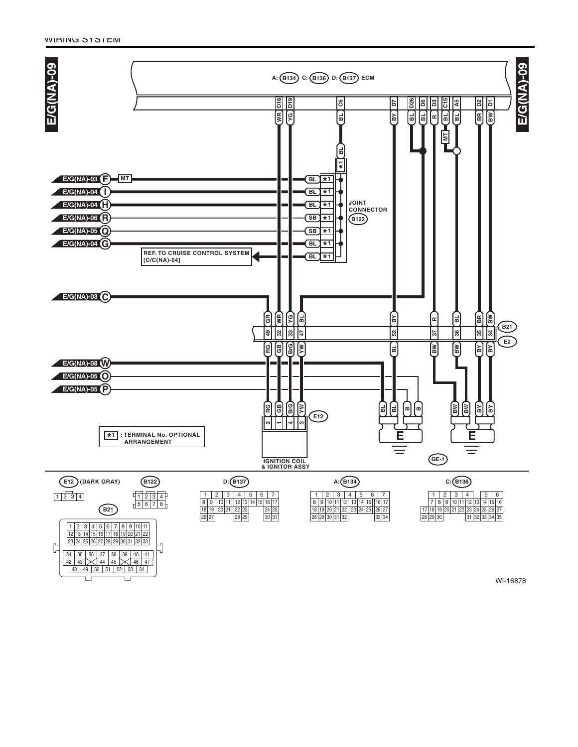E/G(NA)-09

A: B134 C: B136 D: B137 ECM

E/G(NA)-03 F MT

E/G(NA)-04 I

E/G(NA)-04 H

E/G(NA)-06 R

E/G(NA)-05 Q

E/G(NA)-04 G

JOINT CONNECTOR B122

REF. TO CRUISE CONTROL SYSTEM [C/C(NA)-04]

E/G(NA)-03 C

B21

E2

E/G(NA)-08 W

E/G(NA)-05 O

E/G(NA)-05 P

E12

IGNITION COIL & IGNITOR ASSY

E

E

GE-1

*1 : TERMINAL No. OPTIONAL ARRANGEMENT

E12 (DARK GRAY)

B122

B21

D: B137

A: B134

C: B136

WI-16878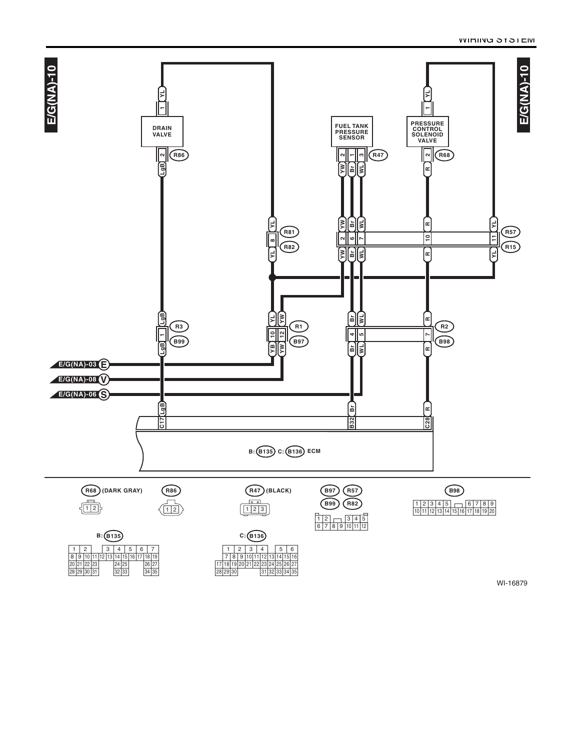# E/G(NA)-10

DRAIN VALVE

FUEL TANK PRESSURE SENSOR

PRESSURE CONTROL SOLENOID VALVE

R86 R47 R68 R81 R82 R57 R15 R3 B99 R1 B97 R2 B98

E/G(NA)-03 E

E/G(NA)-08 V

E/G(NA)-06 S

C17 B32 C28

B: B135 C: B136 ECM

R68 (DARK GRAY)

R86

R47 (BLACK)

B97 R57

B99 R82

B98

B: B135

C: B136

WI-16879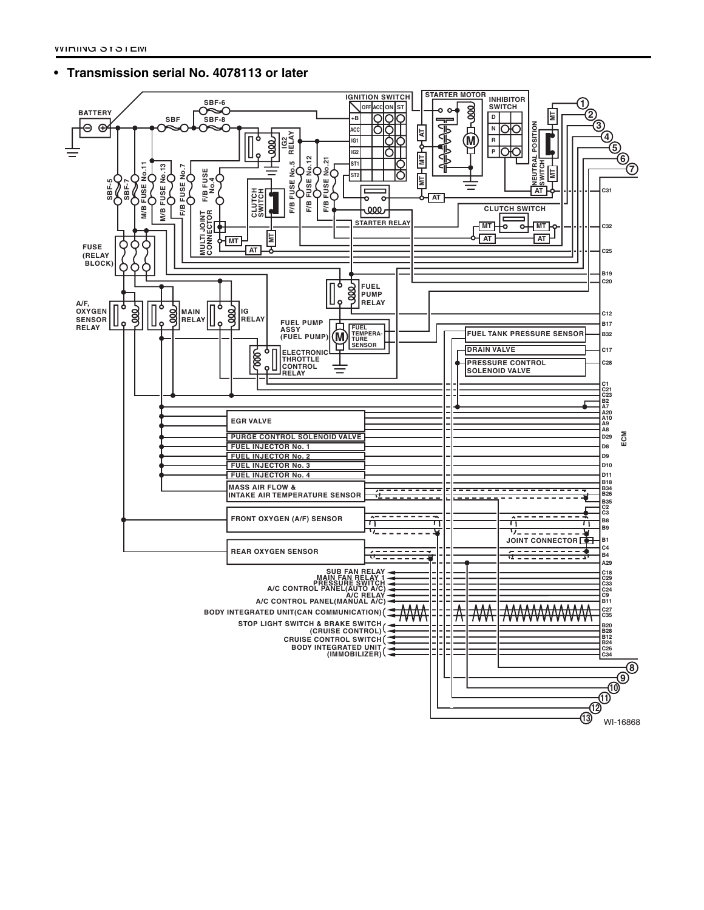- **Transmission serial No. 4078113 or later**

BATTERY

SBF-6

SBF

SBF-8

IGNITION SWITCH

| | OFF | ACC | ON | ST |
|---|---|---|---|---|
| +B | | | | |
| ACC | | | | |
| IG1 | | | | |
| IG2 | | | | |
| ST1 | | | | |
| ST2 | | | | |

STARTER MOTOR

INHIBITOR SWITCH

D
N
R
P

NEUTRAL POSITION SWITCH

IG2 RELAY

SBF-5
SBF-7
M/B FUSE No.11
M/B FUSE No.13
F/B FUSE No.7
F/B FUSE No.4
F/B FUSE No.5
F/B FUSE No.12
F/B FUSE No.21

MULTI JOINT CONNECTOR

CLUTCH SWITCH

STARTER RELAY

CLUTCH SWITCH

MT
AT

FUSE (RELAY BLOCK)

A/F, OXYGEN SENSOR RELAY

MAIN RELAY

IG RELAY

FUEL PUMP RELAY

FUEL PUMP ASSY (FUEL PUMP)

FUEL TEMPERATURE SENSOR

ELECTRONIC THROTTLE CONTROL RELAY

FUEL TANK PRESSURE SENSOR

DRAIN VALVE

PRESSURE CONTROL SOLENOID VALVE

EGR VALVE

PURGE CONTROL SOLENOID VALVE

FUEL INJECTOR No. 1

FUEL INJECTOR No. 2

FUEL INJECTOR No. 3

FUEL INJECTOR No. 4

MASS AIR FLOW & INTAKE AIR TEMPERATURE SENSOR

FRONT OXYGEN (A/F) SENSOR

REAR OXYGEN SENSOR

JOINT CONNECTOR

SUB FAN RELAY
MAIN FAN RELAY 1
PRESSURE SWITCH
A/C CONTROL PANEL(AUTO A/C)
A/C RELAY
A/C CONTROL PANEL(MANUAL A/C)
BODY INTEGRATED UNIT(CAN COMMUNICATION)
STOP LIGHT SWITCH & BRAKE SWITCH (CRUISE CONTROL)
CRUISE CONTROL SWITCH
BODY INTEGRATED UNIT (IMMOBILIZER)

ECM

C31, C32, C25, B19, C20, C12, B17, B32, C17, C28, C1, C21, C23, B2, A7, A20, A10, A9, A8, D29, D8, D9, D10, D11, B18, B34, B26, B35, C2, C3, B8, B9, B1, C4, B4, A29, C18, C29, C33, C24, C9, B11, C27, C35, B20, B28, B12, B24, C26, C34

1 2 3 4 5 6 7 8 9 10 11 12 13

WI-16868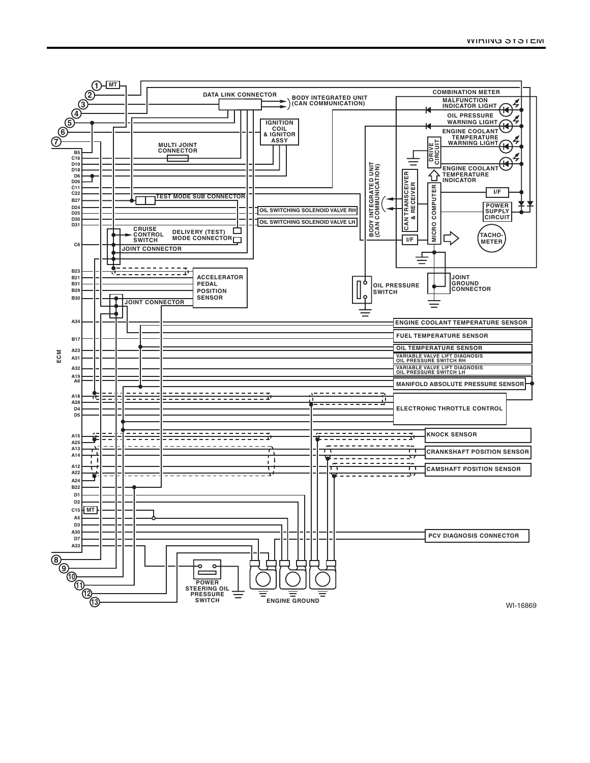COMBINATION METER

MALFUNCTION INDICATOR LIGHT

OIL PRESSURE WARNING LIGHT

ENGINE COOLANT TEMPERATURE WARNING LIGHT

ENGINE COOLANT TEMPERATURE INDICATOR

DRIVE CIRCUIT

CAN TRANSCEIVER & RECEIVER

MICRO COMPUTER

I/F

POWER SUPPLY CIRCUIT

TACHO-METER

DATA LINK CONNECTOR

BODY INTEGRATED UNIT (CAN COMMUNICATION)

IGNITION COIL & IGNITOR ASSY

MULTI JOINT CONNECTOR

TEST MODE SUB CONNECTOR

OIL SWITCHING SOLENOID VALVE RH

OIL SWITCHING SOLENOID VALVE LH

CRUISE CONTROL SWITCH

DELIVERY (TEST) MODE CONNECTOR

JOINT CONNECTOR

ACCELERATOR PEDAL POSITION SENSOR

OIL PRESSURE SWITCH

JOINT GROUND CONNECTOR

ENGINE COOLANT TEMPERATURE SENSOR

FUEL TEMPERATURE SENSOR

OIL TEMPERATURE SENSOR

VARIABLE VALVE LIFT DIAGNOSIS OIL PRESSURE SWITCH RH

VARIABLE VALVE LIFT DIAGNOSIS OIL PRESSURE SWITCH LH

MANIFOLD ABSOLUTE PRESSURE SENSOR

ELECTRONIC THROTTLE CONTROL

KNOCK SENSOR

CRANKSHAFT POSITION SENSOR

CAMSHAFT POSITION SENSOR

PCV DIAGNOSIS CONNECTOR

POWER STEERING OIL PRESSURE SWITCH

ENGINE GROUND

ECM

MT

B5, C16, D19, D18, D6, D26, C11, C22, B27, D24, D25, D30, D31, C6, B23, B21, B31, B29, B30, A34, B17, A23, A31, A32, A19, A6, A18, A28, D4, D5, A15, A25, A13, A14, A12, A22, A24, B22, D1, D2, C15, A5, D3, A30, D7, A33

1, 2, 3, 4, 5, 6, 7, 8, 9, 10, 11, 12, 13

WI-16869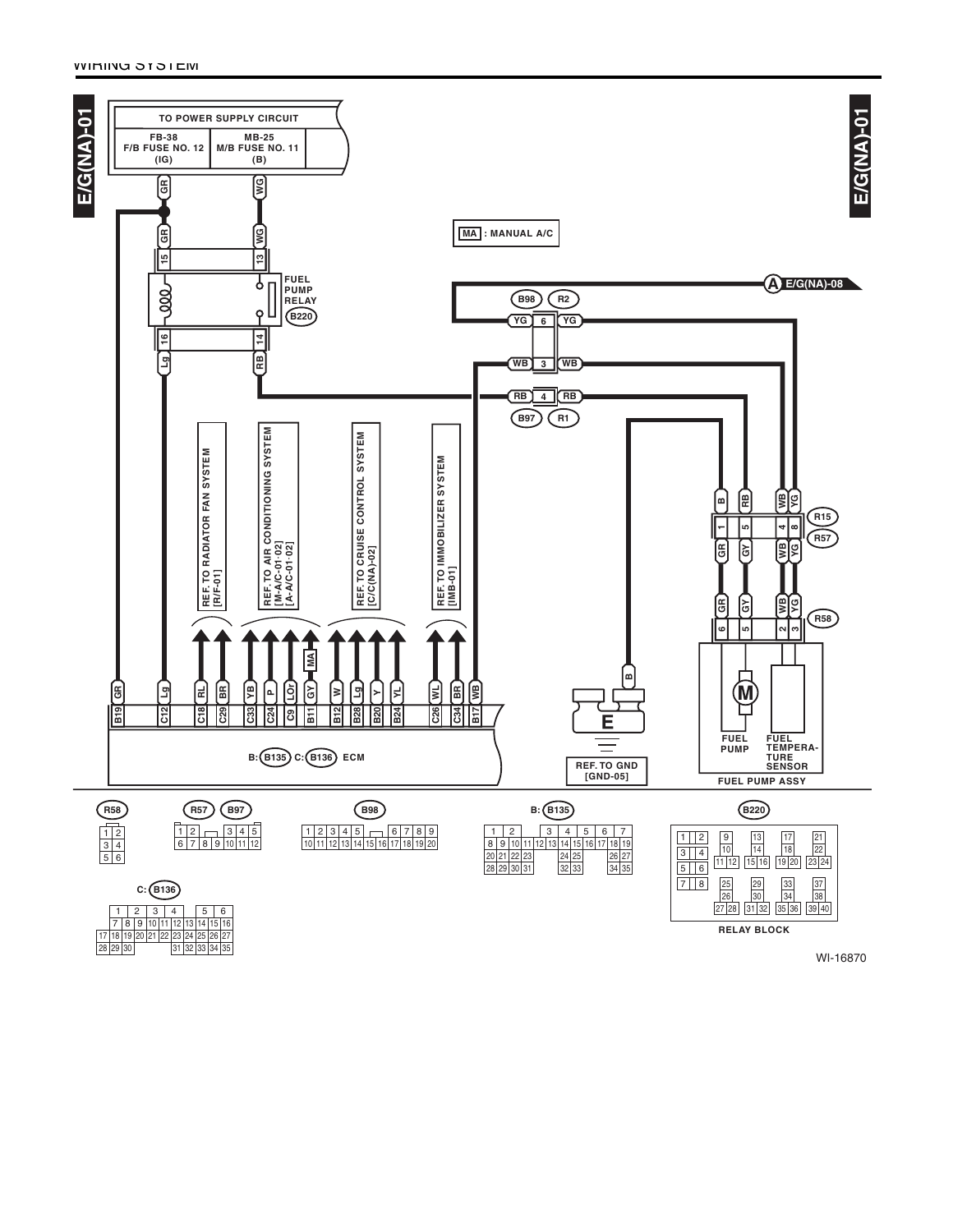WIRING SYSTEM

E/G(NA)-01

TO POWER SUPPLY CIRCUIT

| FB-38 F/B FUSE NO. 12 (IG) | MB-25 M/B FUSE NO. 11 (B) |
| --- | --- |

MA : MANUAL A/C

FUEL PUMP RELAY (B220)

A E/G(NA)-08

B98 R2

B97 R1

REF. TO RADIATOR FAN SYSTEM [R/F-01]

REF. TO AIR CONDITIONING SYSTEM [M-A/C-01-02] [A-A/C-01-02]

REF. TO CRUISE CONTROL SYSTEM [C/C(NA)-02]

REF. TO IMMOBILIZER SYSTEM [IMB-01]

R15 R57 R58

B: (B135) C: (B136) ECM

REF. TO GND [GND-05]

FUEL PUMP

FUEL TEMPERATURE SENSOR

FUEL PUMP ASSY

R58 | R57 B97 | B98 | B: B135 | B220

C: B136

RELAY BLOCK

WI-16870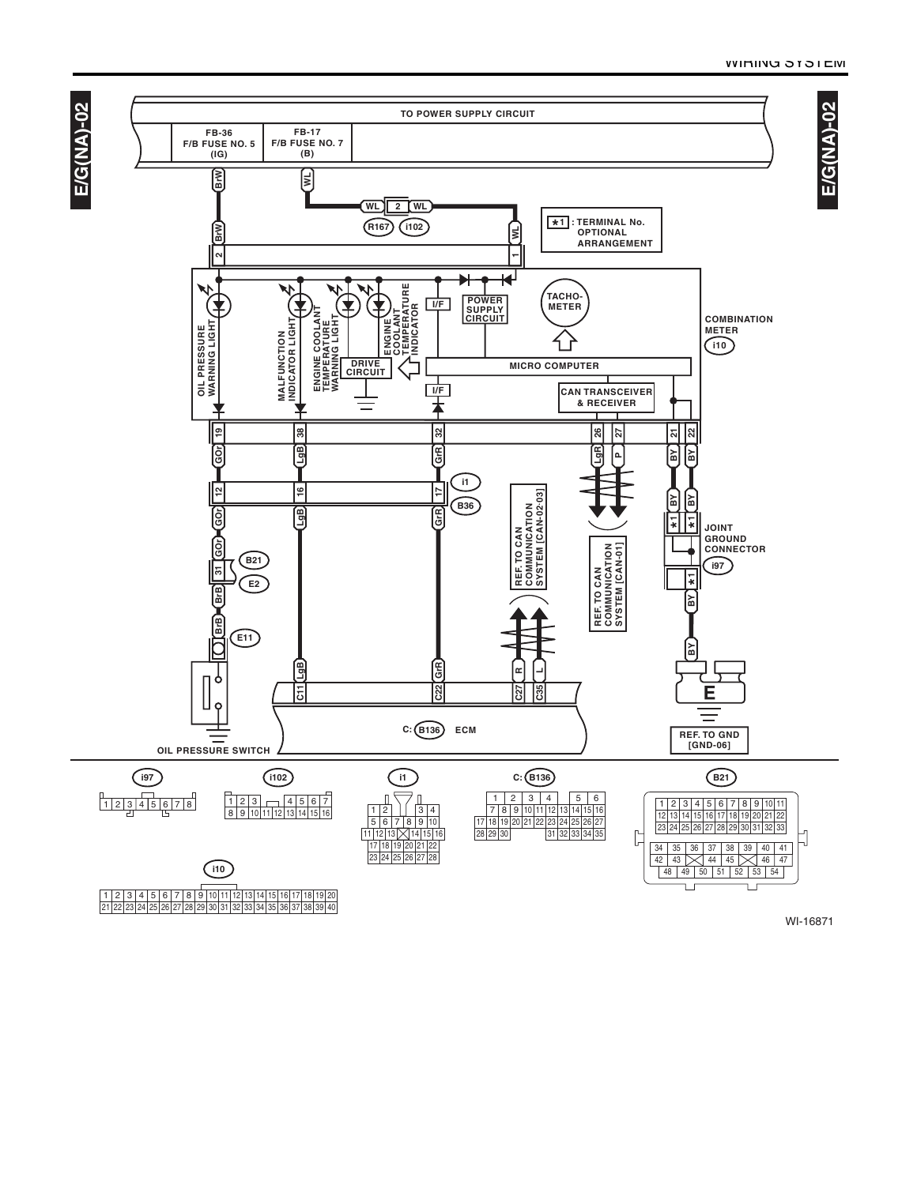E/G(NA)-02

TO POWER SUPPLY CIRCUIT

| FB-36 F/B FUSE NO. 5 (IG) | FB-17 F/B FUSE NO. 7 (B) |
| --- | --- |

BrW

WL

WL 2 WL

R167 i102

*1 : TERMINAL No. OPTIONAL ARRANGEMENT

OIL PRESSURE WARNING LIGHT

MALFUNCTION INDICATOR LIGHT

ENGINE COOLANT TEMPERATURE WARNING LIGHT

ENGINE COOLANT TEMPERATURE INDICATOR

DRIVE CIRCUIT

I/F

POWER SUPPLY CIRCUIT

TACHO-METER

MICRO COMPUTER

CAN TRANSCEIVER & RECEIVER

COMBINATION METER

i10

19 GOr, 38 LgB, 32 GrR, 26 LgR, 27 P, 21 BY, 22 BY

i1 B36

12 GOr, 16 LgB, 17 GrR

REF. TO CAN COMMUNICATION SYSTEM [CAN-02-03]

REF. TO CAN COMMUNICATION SYSTEM [CAN-01]

JOINT GROUND CONNECTOR

i97

B21 E2

31 BrB

E11

C11 LgB, C22 GrR, C27 R, C35 L

C: B136 ECM

OIL PRESSURE SWITCH

E

REF. TO GND [GND-06]

i97: 1 2 3 4 5 6 7 8

i102: 1 2 3 4 5 6 7 / 8 9 10 11 12 13 14 15 16

i1: 1 2 3 4 / 5 6 7 8 9 10 / 11 12 13 14 15 16 / 17 18 19 20 21 22 / 23 24 25 26 27 28

C: B136: 1 2 3 4 5 6 / 7 8 9 10 11 12 13 14 15 16 / 17 18 19 20 21 22 23 24 25 26 27 / 28 29 30 31 32 33 34 35

B21: 1 2 3 4 5 6 7 8 9 10 11 / 12 13 14 15 16 17 18 19 20 21 22 / 23 24 25 26 27 28 29 30 31 32 33 / 34 35 36 37 38 39 40 41 / 42 43 44 45 46 47 / 48 49 50 51 52 53 54

i10: 1 2 3 4 5 6 7 8 9 10 11 12 13 14 15 16 17 18 19 20 / 21 22 23 24 25 26 27 28 29 30 31 32 33 34 35 36 37 38 39 40

WI-16871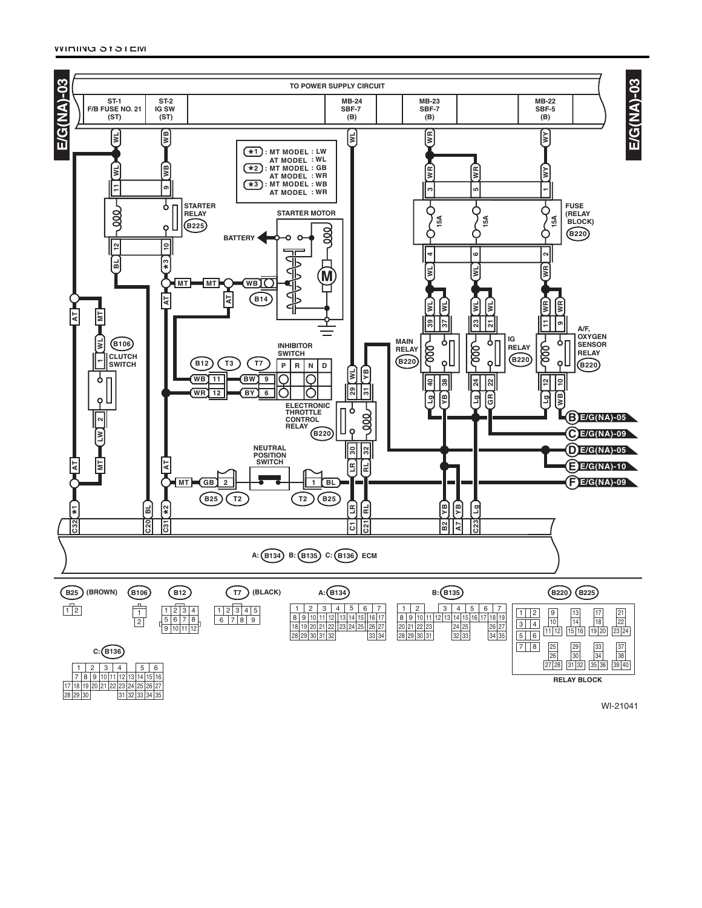E/G(NA)-03

TO POWER SUPPLY CIRCUIT

| ST-1 F/B FUSE NO. 21 (ST) | ST-2 IG SW (ST) | MB-24 SBF-7 (B) | MB-23 SBF-7 (B) | MB-22 SBF-5 (B) |
|---|---|---|---|---|

*1 : MT MODEL : LW
AT MODEL : WL
*2 : MT MODEL : GB
AT MODEL : WR
*3 : MT MODEL : WB
AT MODEL : WR

STARTER RELAY (B225)

STARTER MOTOR

BATTERY

(B14)

CLUTCH SWITCH (B106)

INHIBITOR SWITCH (B12) (T3) (T7)

P R N D

ELECTRONIC THROTTLE CONTROL RELAY (B220)

NEUTRAL POSITION SWITCH (B25) (T2)

FUSE (RELAY BLOCK) (B220)

MAIN RELAY (B220)

IG RELAY (B220)

A/F, OXYGEN SENSOR RELAY (B220)

B E/G(NA)-05
C E/G(NA)-09
D E/G(NA)-05
E E/G(NA)-10
F E/G(NA)-09

A: (B134) B: (B135) C: (B136) ECM

(B25) (BROWN) (B106) (B12) (T7) (BLACK) A: (B134) B: (B135) (B220) (B225)

C: (B136)

RELAY BLOCK

WI-21041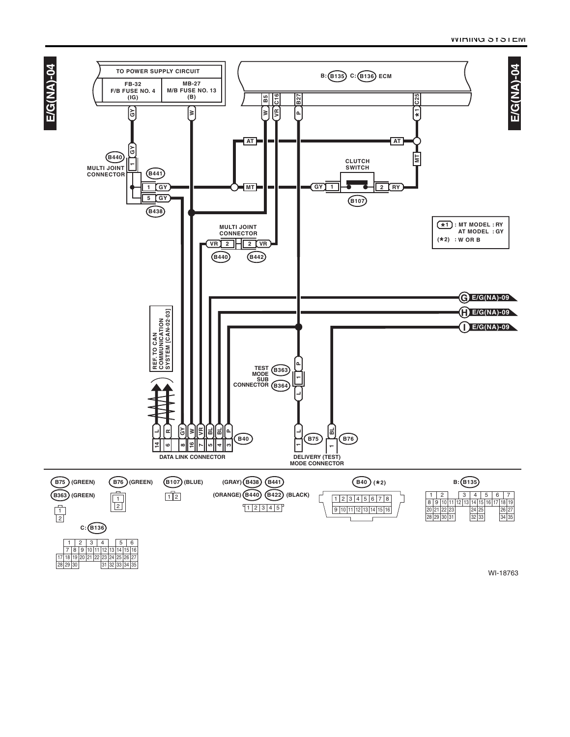E/G(NA)-04

TO POWER SUPPLY CIRCUIT

| FB-32 F/B FUSE NO. 4 (IG) | MB-27 M/B FUSE NO. 13 (B) |
|---|---|

B: B135 C: B136 ECM

B5 C16 B27 C25

GY W W VR P ★1

AT AT

MT

B440 GY 1

MULTI JOINT CONNECTOR B441

1 GY MT GY 1 CLUTCH SWITCH 2 RY

5 GY B107

B438

MULTI JOINT CONNECTOR

VR 2 2 VR

B440 B442

| ★1 | : MT MODEL : RY AT MODEL : GY |
|---|---|
| (★2) | : W OR B |

G E/G(NA)-09

H E/G(NA)-09

I E/G(NA)-09

REF. TO CAN COMMUNICATION SYSTEM [CAN-02-03]

TEST MODE SUB CONNECTOR B363 B364

P 1 L

L R GY W VR BL BL P

14 6 8 16 7 5 4 3 B40

DATA LINK CONNECTOR

L BL

1 B75 1 B76

DELIVERY (TEST) MODE CONNECTOR

B75 (GREEN)

B363 (GREEN)

| 1 |
|---|
| 2 |

B76 (GREEN)

| 1 |
|---|
| 2 |

B107 (BLUE)

| 1 | 2 |
|---|---|

(GRAY) B438 B441

(ORANGE) B440 B422 (BLACK)

| 1 | 2 | 3 | 4 | 5 |
|---|---|---|---|---|

B40 (★2)

| 1 | 2 | 3 | 4 | 5 | 6 | 7 | 8 |
|---|---|---|---|---|---|---|---|
| 9 | 10 | 11 | 12 | 13 | 14 | 15 | 16 |

B: B135

| 1 | 2 | | | 3 | 4 | 5 | 6 | 7 | |
|---|---|---|---|---|---|---|---|---|---|
| 8 | 9 | 10 | 11 | 12 | 13 | 14 | 15 | 16 | 17 | 18 | 19 |
| 20 | 21 | 22 | 23 | | | 24 | 25 | | | 26 | 27 |
| 28 | 29 | 30 | 31 | | | 32 | 33 | | | 34 | 35 |

C: B136

| | 1 | 2 | 3 | 4 | | 5 | 6 | | | |
|---|---|---|---|---|---|---|---|---|---|---|
| | 7 | 8 | 9 | 10 | 11 | 12 | 13 | 14 | 15 | 16 |
| 17 | 18 | 19 | 20 | 21 | 22 | 23 | 24 | 25 | 26 | 27 |
| 28 | 29 | 30 | | | 31 | 32 | 33 | 34 | 35 | |

WI-18763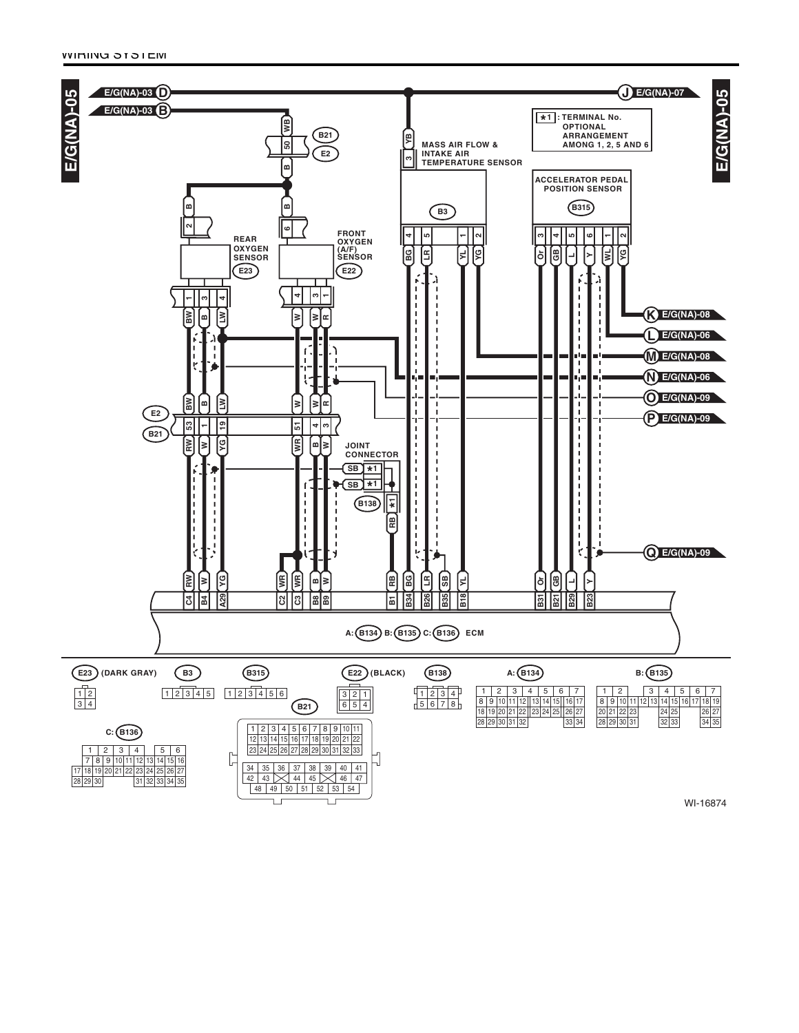WIRING SYSTEM

E/G(NA)-05

E/G(NA)-03 D

E/G(NA)-03 B

J E/G(NA)-07

★1 : TERMINAL No. OPTIONAL ARRANGEMENT AMONG 1, 2, 5 AND 6

B21

E2

MASS AIR FLOW & INTAKE AIR TEMPERATURE SENSOR

B3

ACCELERATOR PEDAL POSITION SENSOR

B315

REAR OXYGEN SENSOR

E23

FRONT OXYGEN (A/F) SENSOR

E22

K E/G(NA)-08

L E/G(NA)-06

M E/G(NA)-08

N E/G(NA)-06

O E/G(NA)-09

P E/G(NA)-09

JOINT CONNECTOR

B138

Q E/G(NA)-09

A: B134 B: B135 C: B136 ECM

E23 (DARK GRAY)

B3

B315

E22 (BLACK)

B138

A: B134

B: B135

C: B136

B21

WI-16874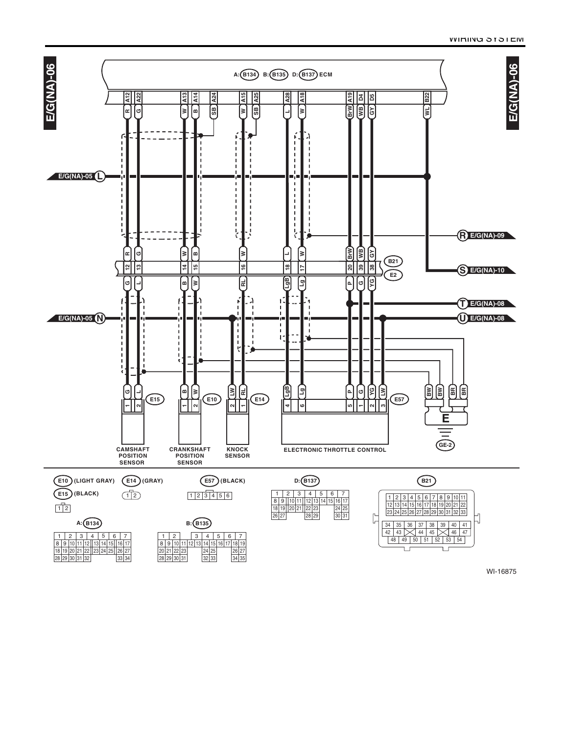E/G(NA)-06

A: B134  B: B135  D: B137  ECM

| ECM terminal | A12 | A22 | A13 | A14 | A24 | A15 | A25 | A28 | A18 | A19 | D4 | D5 | B22 |
|---|---|---|---|---|---|---|---|---|---|---|---|---|---|
| Wire color | R | G | W | B | SB | W | SB | L | W | BrW | WB | GY | WL |

| B21 / E2 terminal | 12 | 13 | 14 | 15 | 16 | 18 | 17 | 20 | 39 | 38 |
|---|---|---|---|---|---|---|---|---|---|---|
| B21 side | R | G | W | B | W | L | W | BrW | WB | GY |
| E2 side | G | L | B | W | RL | LgB | Lg | P | G | YG |

E/G(NA)-05 L — E/G(NA)-09 R — E/G(NA)-10 S

E/G(NA)-05 N — E/G(NA)-08 T — E/G(NA)-08 U

| Component | Connector | Terminals / Wire colors |
|---|---|---|
| CAMSHAFT POSITION SENSOR | E15 | 1: G, 2: L |
| CRANKSHAFT POSITION SENSOR | E10 | 1: B, 2: W |
| KNOCK SENSOR | E14 | 2: LW, 1: RL |
| ELECTRONIC THROTTLE CONTROL | E57 | 4: LgB, 6: Lg, 5: P, 1: G, 2: YG, 3: LW |

E (BW, BW, BR, BR) — GE-2

E10 (LIGHT GRAY)  E14 (GRAY)  E57 (BLACK)
E15 (BLACK)

E10 / E15:

| 1 | 2 |
|---|---|

E14:

| 1 | 2 |
|---|---|

E57:

| 1 | 2 | 3 | 4 | 5 | 6 |
|---|---|---|---|---|---|

D: B137

| 1 | 2 | 3 | 4 | 5 | 6 | 7 |
|---|---|---|---|---|---|---|
| 8 9 | 10 11 | 12 13 | 14 15 | 16 17 | | |
| 18 19 | 20 21 | 22 23 | | 24 25 | | |
| 26 27 | | 28 29 | | 30 31 | | |

B21

| 1 | 2 | 3 | 4 | 5 | 6 | 7 | 8 | 9 | 10 | 11 |
|---|---|---|---|---|---|---|---|---|---|---|
| 12 | 13 | 14 | 15 | 16 | 17 | 18 | 19 | 20 | 21 | 22 |
| 23 | 24 | 25 | 26 | 27 | 28 | 29 | 30 | 31 | 32 | 33 |

| 34 | 35 | 36 | 37 | 38 | 39 | 40 | 41 |
|---|---|---|---|---|---|---|---|
| 42 | 43 | X | 44 | 45 | X | 46 | 47 |
| 48 | 49 | 50 | 51 | 52 | 53 | 54 | |

A: B134

| 1 | 2 | 3 | 4 | 5 | 6 | 7 |
|---|---|---|---|---|---|---|
| 8 9 10 11 12 | | 13 14 15 | | 16 17 | | |
| 18 19 20 21 22 | | 23 24 25 | | 26 27 | | |
| 28 29 30 31 32 | | | | 33 34 | | |

B: B135

| 1 | 2 | | 3 | 4 | 5 | 6 | 7 |
|---|---|---|---|---|---|---|---|
| 8 9 10 11 12 13 14 15 16 17 18 19 | | | | | | | |
| 20 21 22 23 | | | 24 25 | | | 26 27 | |
| 28 29 30 31 | | | 32 33 | | | 34 35 | |

WI-16875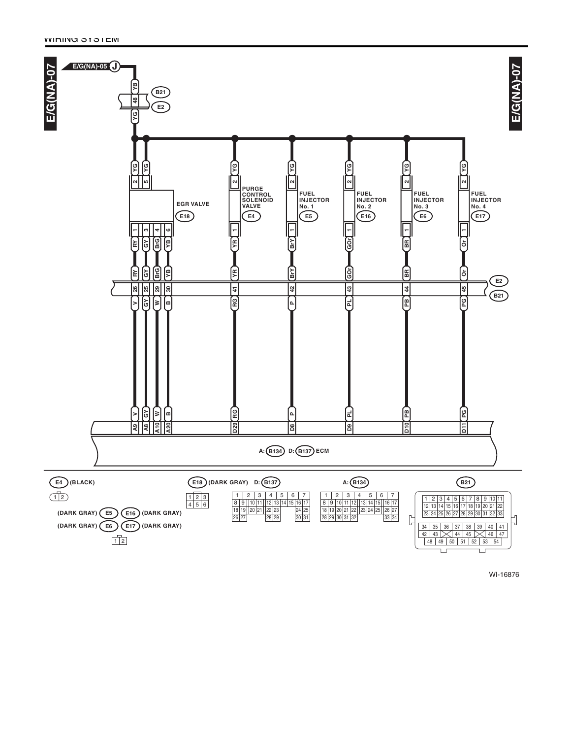WIRING SYSTEM

E/G(NA)-07

E/G(NA)-05 J

YB | B21 48 E2 | YG

| Component | Connector | Pin (power) | Wire | Pin (signal) | Wire (E2) | E2/B21 pin | Wire (B21) | ECM terminal |
|---|---|---|---|---|---|---|---|---|
| EGR VALVE | E18 | 2 | YG | 1 | RY | 26 | V | A9 |
| EGR VALVE | E18 | 5 | YG | 3 | GY | 25 | GY | A8 |
| EGR VALVE | E18 | | | 4 | BrG | 29 | W | A10 |
| EGR VALVE | E18 | | | 6 | YB | 30 | B | A20 |
| PURGE CONTROL SOLENOID VALVE | E4 | 2 | YG | 1 | YR | 41 | RG | D29 |
| FUEL INJECTOR No. 1 | E5 | 2 | YG | 1 | BrY | 42 | P | D8 |
| FUEL INJECTOR No. 2 | E16 | 2 | YG | 1 | GOr | 43 | PL | D9 |
| FUEL INJECTOR No. 3 | E6 | 2 | YG | 1 | BR | 44 | PB | D10 |
| FUEL INJECTOR No. 4 | E17 | 2 | YG | 1 | Or | 45 | PG | D11 |

A: B134 D: B137 ECM

E4 (BLACK)

| 1 | 2 |
|---|---|

(DARK GRAY) E5 E16 (DARK GRAY)
(DARK GRAY) E6 E17 (DARK GRAY)

| 1 | 2 |
|---|---|

E18 (DARK GRAY)

| 1 | 2 | 3 |
|---|---|---|
| 4 | 5 | 6 |

D: B137

| 1 | 2 | 3 | 4 | 5 | 6 | 7 |
|---|---|---|---|---|---|---|
| 8 9 | 10 11 | 12 13 | 14 | 15 | 16 | 17 |
| 18 19 | 20 21 | 22 23 | | | 24 | 25 |
| 26 27 | | 28 29 | | | 30 | 31 |

A: B134

| 1 | 2 | 3 | 4 | 5 | 6 | 7 |
|---|---|---|---|---|---|---|
| 8 9 | 10 11 | 12 | 13 14 | 15 | 16 | 17 |
| 18 19 | 20 21 | 22 | 23 24 | 25 | 26 | 27 |
| 28 29 | 30 31 | 32 | | | 33 | 34 |

B21

| 1 | 2 | 3 | 4 | 5 | 6 | 7 | 8 | 9 | 10 | 11 |
|---|---|---|---|---|---|---|---|---|---|---|
| 12 | 13 | 14 | 15 | 16 | 17 | 18 | 19 | 20 | 21 | 22 |
| 23 | 24 | 25 | 26 | 27 | 28 | 29 | 30 | 31 | 32 | 33 |

| 34 | 35 | 36 | 37 | 38 | 39 | 40 | 41 |
|---|---|---|---|---|---|---|---|
| 42 | 43 | X | 44 | 45 | X | 46 | 47 |
| 48 | 49 | 50 | 51 | 52 | 53 | 54 | |

WI-16876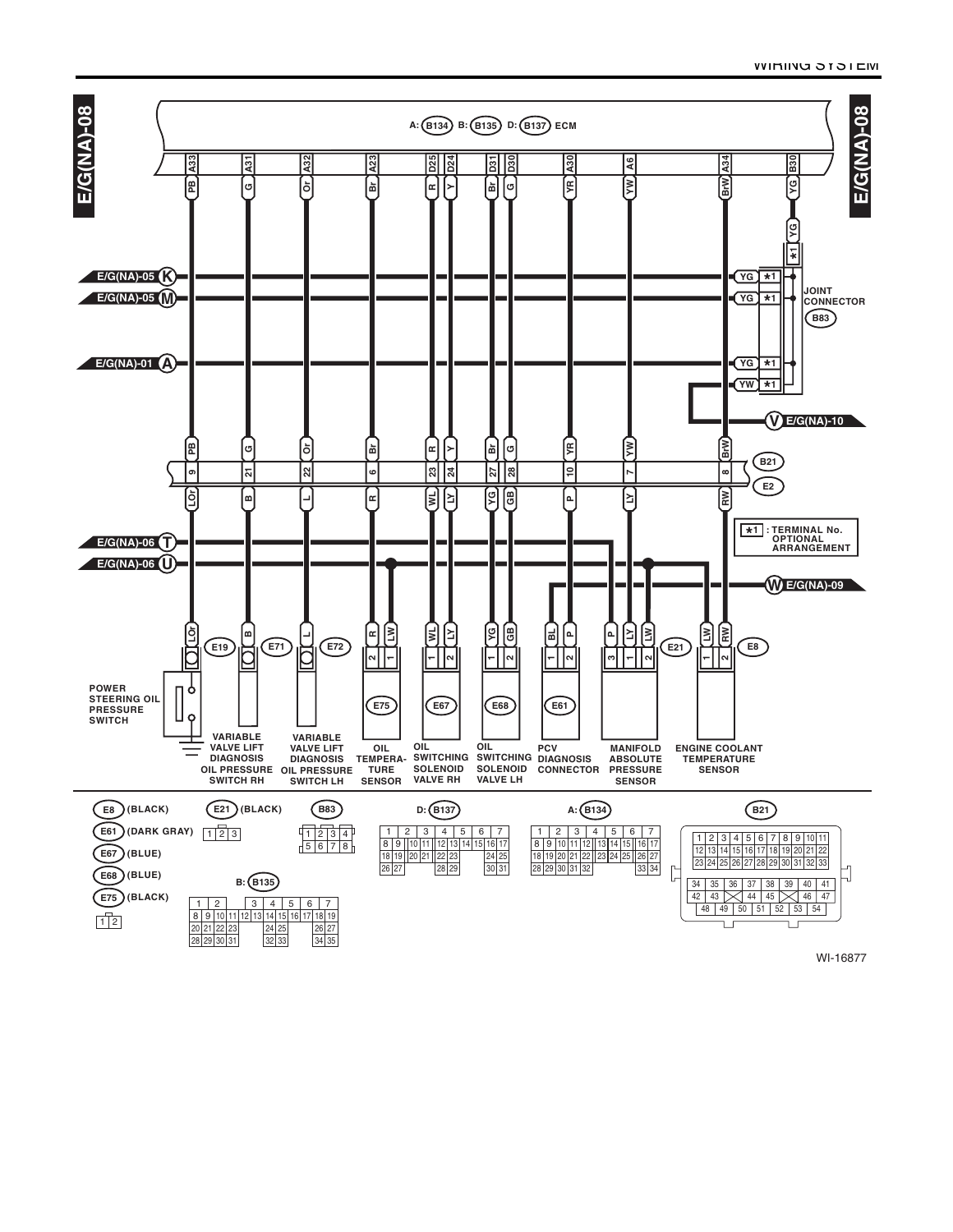# E/G(NA)-08

A: B134 B: B135 D: B137 ECM

| ECM terminal | Wire color | Joint/Connector B21/E2 pin | Wire color (E side) | Component |
|---|---|---|---|---|
| A33 | PB | 9 | LOr | E19 POWER STEERING OIL PRESSURE SWITCH |
| A31 | G | 21 | B | E71 VARIABLE VALVE LIFT DIAGNOSIS OIL PRESSURE SWITCH RH |
| A32 | Or | 22 | L | E72 VARIABLE VALVE LIFT DIAGNOSIS OIL PRESSURE SWITCH LH |
| A23 | Br | 6 | R | E75 OIL TEMPERATURE SENSOR (2: R, 1: LW) |
| D25 | R | 23 | WL | E67 OIL SWITCHING SOLENOID VALVE RH (1: WL) |
| D24 | Y | 24 | LY | E67 OIL SWITCHING SOLENOID VALVE RH (2: LY) |
| D31 | Br | 27 | YG | E68 OIL SWITCHING SOLENOID VALVE LH (1: YG) |
| D30 | G | 28 | GB | E68 OIL SWITCHING SOLENOID VALVE LH (2: GB) |
| A30 | YR | 10 | P | E61 PCV DIAGNOSIS CONNECTOR (2: P, 1: BL) |
| A6 | YW | 7 | LY | E21 MANIFOLD ABSOLUTE PRESSURE SENSOR (1: LY, 3: P, 2: LW) |
| A34 | BrW | 8 | RW | E8 ENGINE COOLANT TEMPERATURE SENSOR (2: RW, 1: LW) |
| B30 | YG | — | — | JOINT CONNECTOR B83 |

E/G(NA)-05 K — YG ★1
E/G(NA)-05 M — YG ★1
E/G(NA)-01 A — YG ★1
YW ★1 — V E/G(NA)-10

JOINT CONNECTOR B83

E/G(NA)-06 T
E/G(NA)-06 U
W E/G(NA)-09

★1 : TERMINAL No. OPTIONAL ARRANGEMENT

E8 (BLACK)
E61 (DARK GRAY)
E67 (BLUE)
E68 (BLUE)
E75 (BLACK)
E21 (BLACK)
B83
B: B135
D: B137
A: B134
B21

WI-16877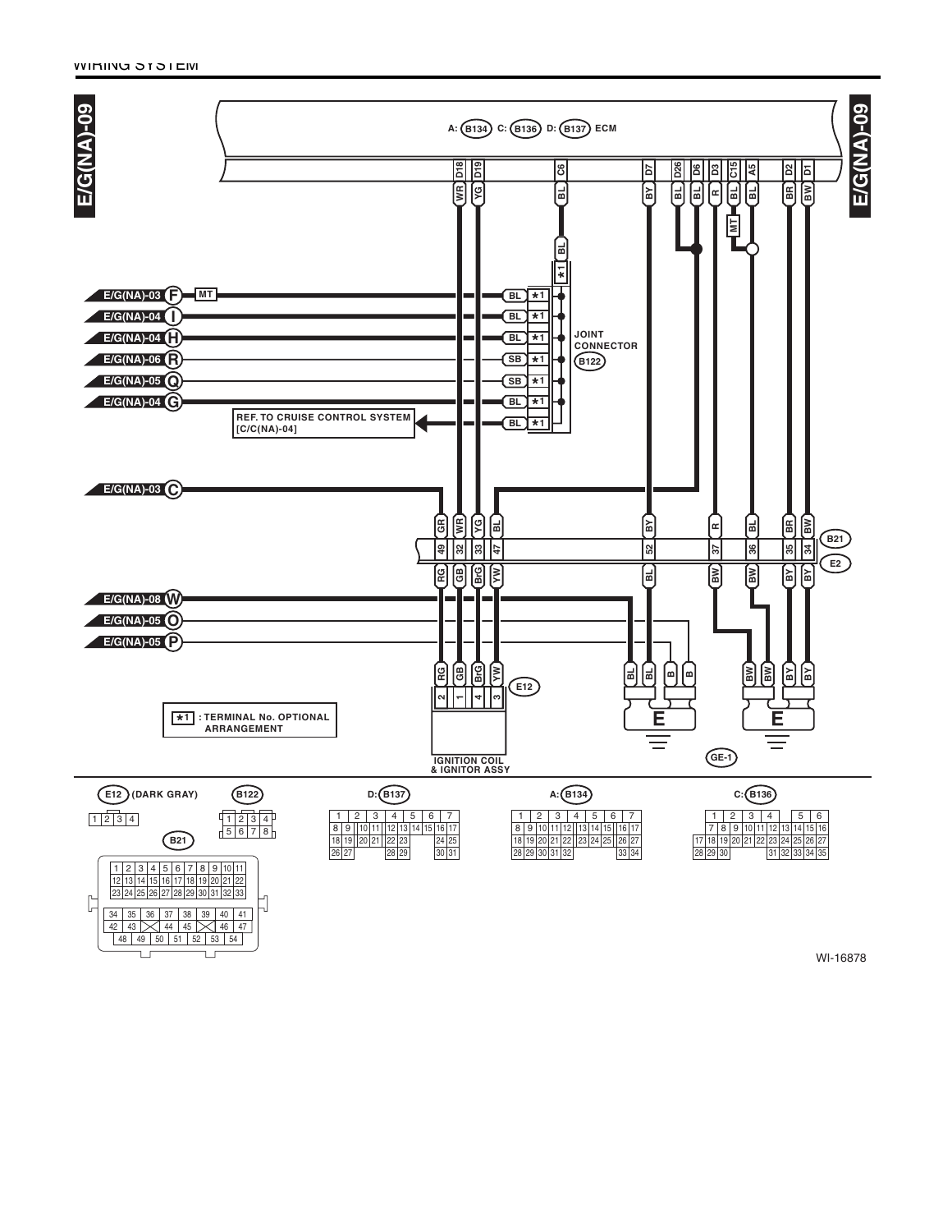E/G(NA)-09

A: (B134) C: (B136) D: (B137) ECM

| D18 | D19 | C6 | D7 | D26 | D6 | D3 | C15 | A5 | D2 | D1 |
|---|---|---|---|---|---|---|---|---|---|---|
| WR | YG | BL | BY | BL | BL | R | BL | BL | BR | BW |

E/G(NA)-03 (F) MT — BL *1
E/G(NA)-04 (I) — BL *1
E/G(NA)-04 (H) — BL *1
E/G(NA)-06 (R) — SB *1
E/G(NA)-05 (Q) — SB *1
E/G(NA)-04 (G) — BL *1
REF. TO CRUISE CONTROL SYSTEM [C/C(NA)-04] — BL *1

JOINT CONNECTOR (B122)

E/G(NA)-03 (C)

| GR | WR | YG | BL | BY | R | BL | BR | BW |
|---|---|---|---|---|---|---|---|---|
| 49 | 32 | 33 | 47 | 52 | 37 | 36 | 35 | 34 |
| RG | GB | BrG | YW | BL | BW | BW | BY | BY |

(B21) (E2)

E/G(NA)-08 (W)
E/G(NA)-05 (O)
E/G(NA)-05 (P)

| RG | GB | BrG | YW |
|---|---|---|---|
| 2 | 1 | 4 | 3 |

(E12)

IGNITION COIL & IGNITOR ASSY

BL BL B B — E

BW BW BY BY — E

(GE-1)

*1 : TERMINAL No. OPTIONAL ARRANGEMENT

(E12) (DARK GRAY)

| 1 | 2 | 3 | 4 |
|---|---|---|---|

(B122)

| 1 | 2 | 3 | 4 |
|---|---|---|---|
| 5 | 6 | 7 | 8 |

(B21)

| 1 | 2 | 3 | 4 | 5 | 6 | 7 | 8 | 9 | 10 | 11 |
|---|---|---|---|---|---|---|---|---|---|---|
| 12 | 13 | 14 | 15 | 16 | 17 | 18 | 19 | 20 | 21 | 22 |
| 23 | 24 | 25 | 26 | 27 | 28 | 29 | 30 | 31 | 32 | 33 |

| 34 | 35 | 36 | 37 | 38 | 39 | 40 | 41 |
|---|---|---|---|---|---|---|---|
| 42 | 43 | | 44 | 45 | | 46 | 47 |
| 48 | 49 | 50 | 51 | 52 | 53 | 54 | |

D: (B137)

| 1 | 2 | 3 | 4 | 5 | 6 | 7 |
|---|---|---|---|---|---|---|
| 8 9 | 10 11 | 12 13 | 14 15 | 16 17 | | |
| 18 19 | 20 21 | 22 23 | | 24 25 | | |
| 26 27 | | 28 29 | | 30 31 | | |

A: (B134)

| 1 | 2 | 3 | 4 | 5 | 6 | 7 |
|---|---|---|---|---|---|---|
| 8 9 | 10 11 12 | 13 14 15 | 16 17 | | | |
| 18 19 20 21 22 | 23 24 25 | 26 27 | | | | |
| 28 29 30 31 32 | | 33 34 | | | | |

C: (B136)

| 1 | 2 | 3 | 4 | 5 | 6 |
|---|---|---|---|---|---|
| 7 8 9 | 10 11 12 | 13 14 15 16 | | | |
| 17 18 19 20 21 22 | 23 24 25 26 27 | | | | |
| 28 29 30 | 31 32 33 34 35 | | | | |

WI-16878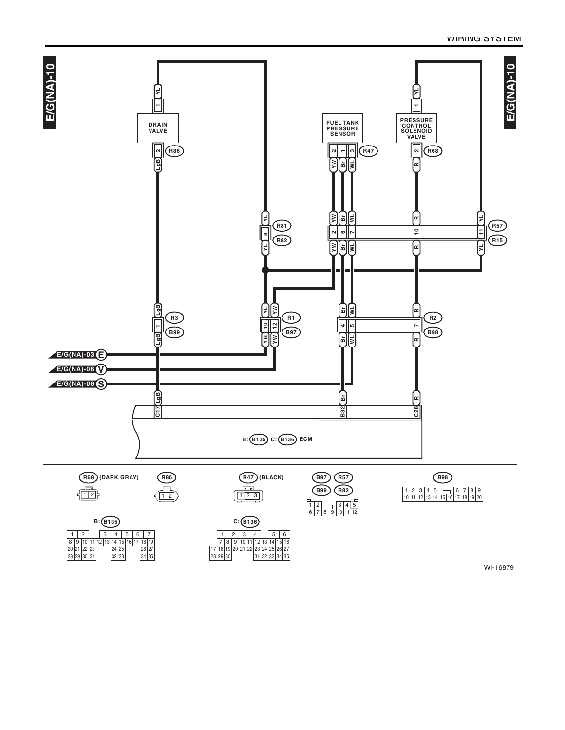E/G(NA)-10

DRAIN VALVE

FUEL TANK PRESSURE SENSOR

PRESSURE CONTROL SOLENOID VALVE

R86

R47

R68

R81

R82

R57

R15

R3

B99

R1

B97

R2

B98

E/G(NA)-03 E

E/G(NA)-08 V

E/G(NA)-06 S

C17

B32

C28

B: B135 C: B136 ECM

R68 (DARK GRAY)

R86

R47 (BLACK)

B97 R57

B99 R82

B98

B: B135

C: B136

WI-16879